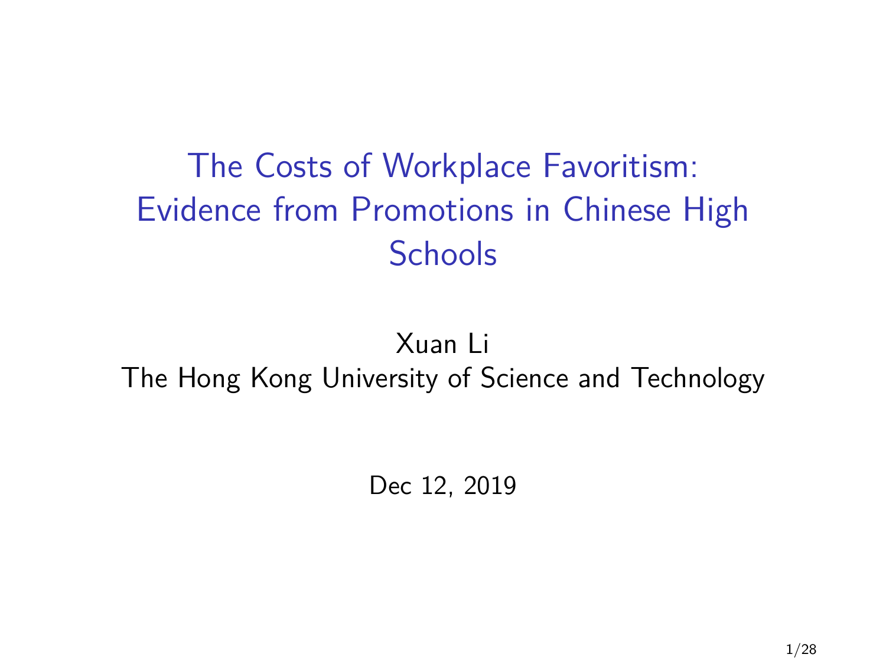# The Costs of Workplace Favoritism: Evidence from Promotions in Chinese High Schools

Xuan Li

The Hong Kong University of Science and Technology

Dec 12, 2019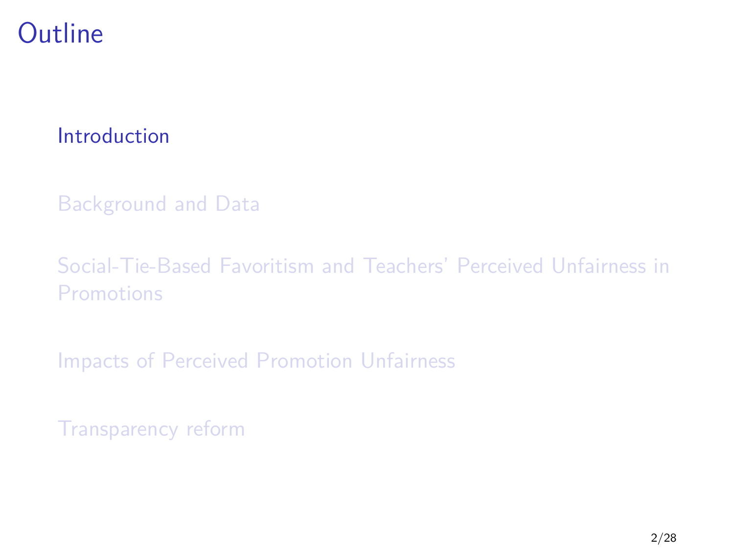# Outline

- Introduction
- Background and Data
- Social-Tie-Based Favoritism and Teachers' Perceived Unfairness in Promotions
- Impacts of Perceived Promotion Unfairness
- Transparency reform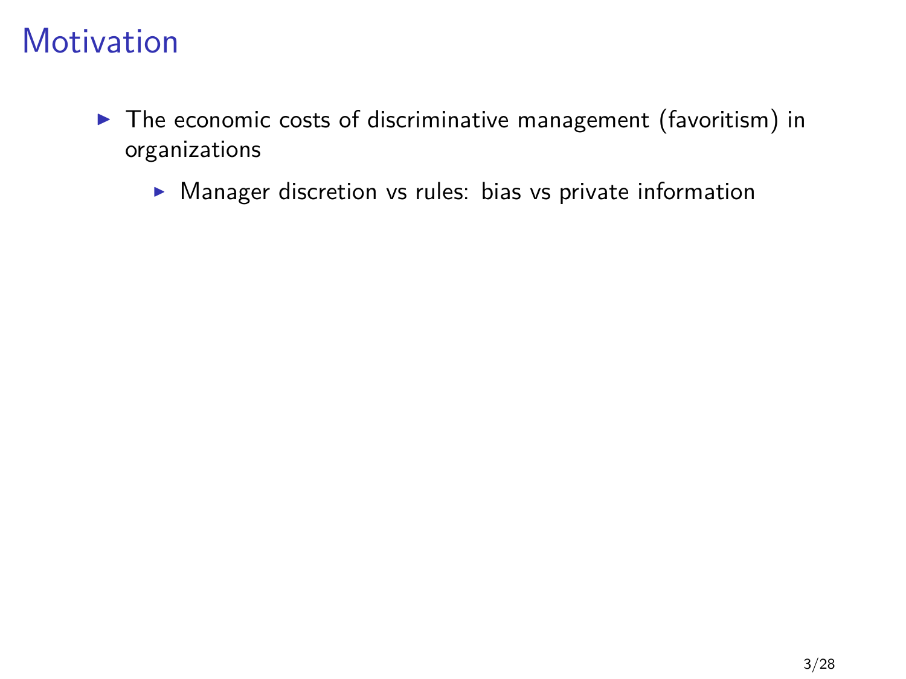# Motivation

- The economic costs of discriminative management (favoritism) in organizations
  - Manager discretion vs rules: bias vs private information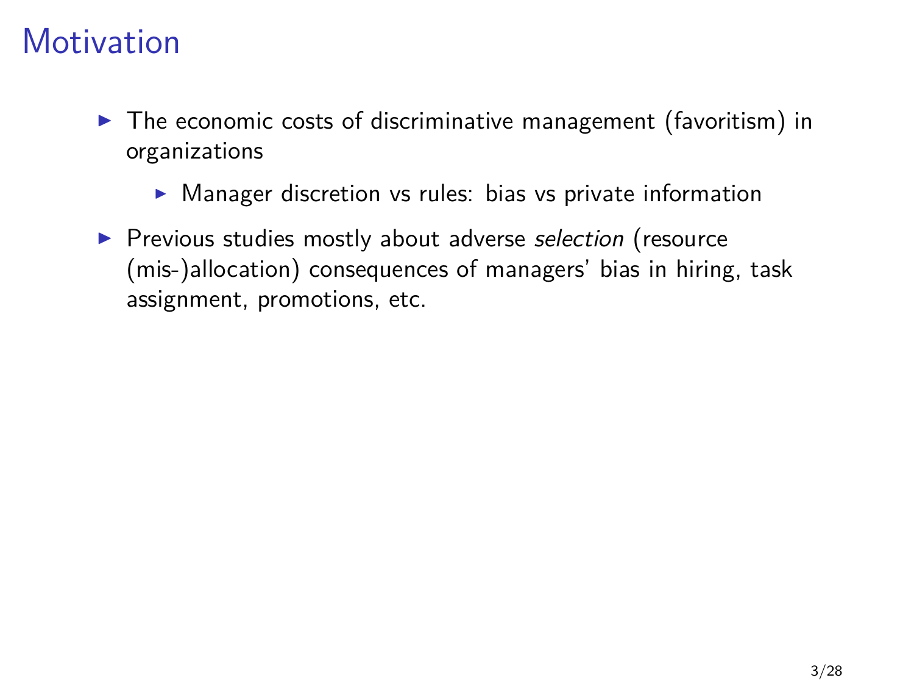# Motivation

- The economic costs of discriminative management (favoritism) in organizations
  - Manager discretion vs rules: bias vs private information
- Previous studies mostly about adverse *selection* (resource (mis-)allocation) consequences of managers' bias in hiring, task assignment, promotions, etc.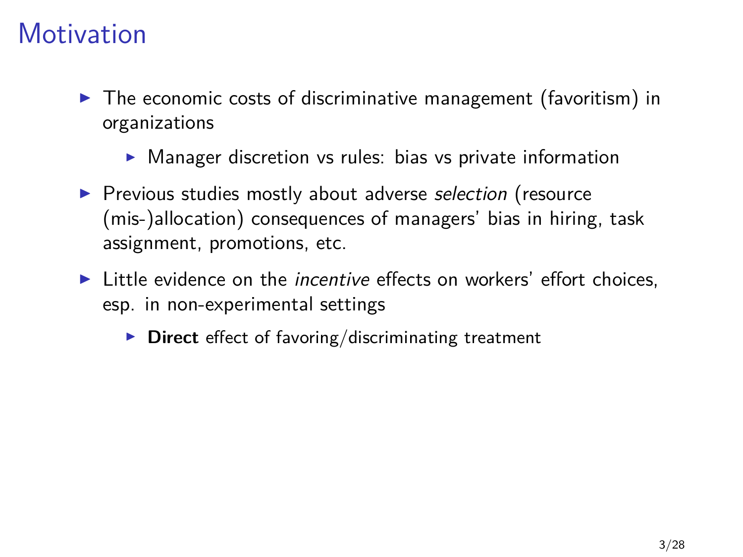# Motivation

- The economic costs of discriminative management (favoritism) in organizations
  - Manager discretion vs rules: bias vs private information
- Previous studies mostly about adverse *selection* (resource (mis-)allocation) consequences of managers' bias in hiring, task assignment, promotions, etc.
- Little evidence on the *incentive* effects on workers' effort choices, esp. in non-experimental settings
  - **Direct** effect of favoring/discriminating treatment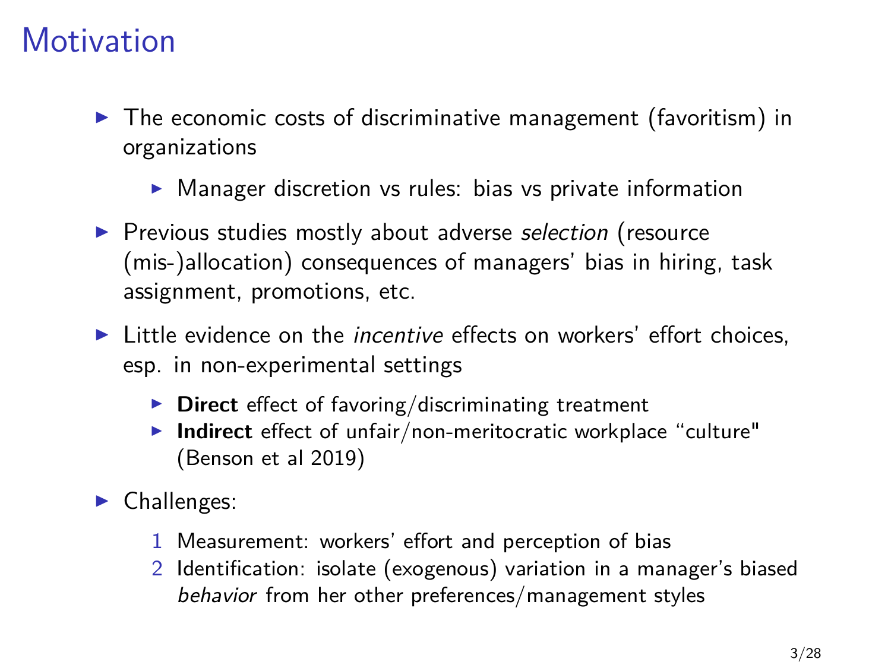# Motivation

- The economic costs of discriminative management (favoritism) in organizations
  - Manager discretion vs rules: bias vs private information
- Previous studies mostly about adverse *selection* (resource (mis-)allocation) consequences of managers' bias in hiring, task assignment, promotions, etc.
- Little evidence on the *incentive* effects on workers' effort choices, esp. in non-experimental settings
  - **Direct** effect of favoring/discriminating treatment
  - **Indirect** effect of unfair/non-meritocratic workplace "culture" (Benson et al 2019)
- Challenges:
  1. Measurement: workers' effort and perception of bias
  2. Identification: isolate (exogenous) variation in a manager's biased *behavior* from her other preferences/management styles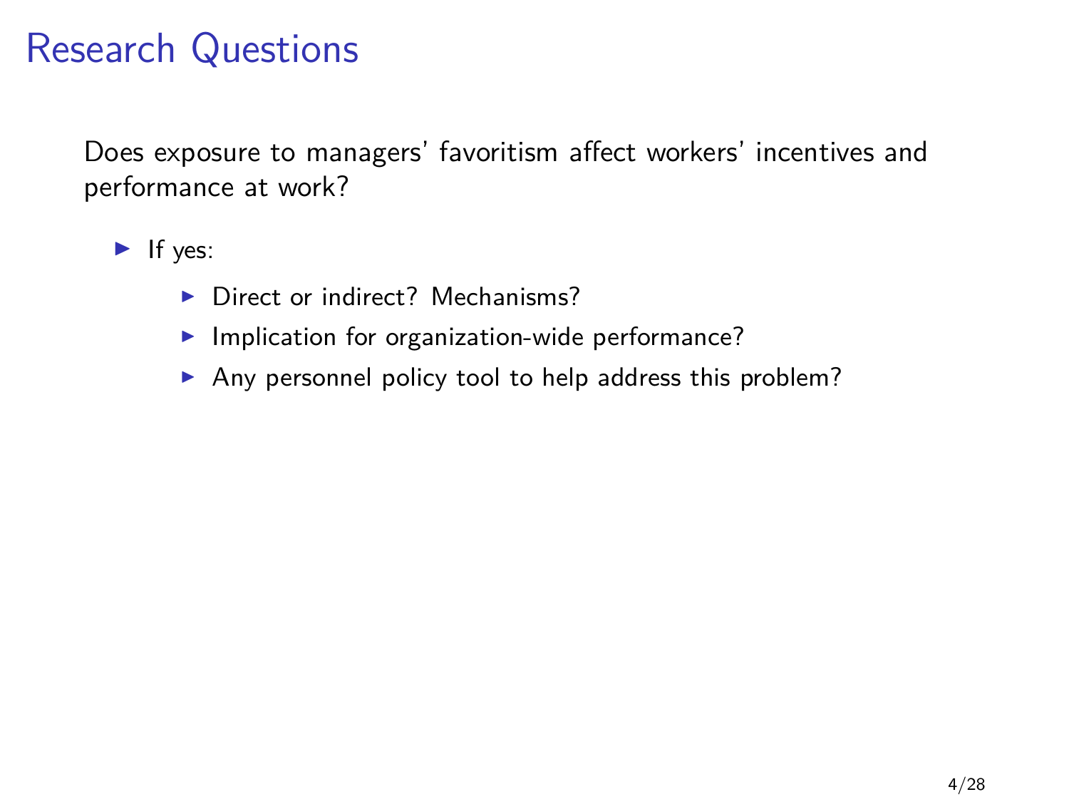# Research Questions

Does exposure to managers' favoritism affect workers' incentives and performance at work?

- If yes:
  - Direct or indirect? Mechanisms?
  - Implication for organization-wide performance?
  - Any personnel policy tool to help address this problem?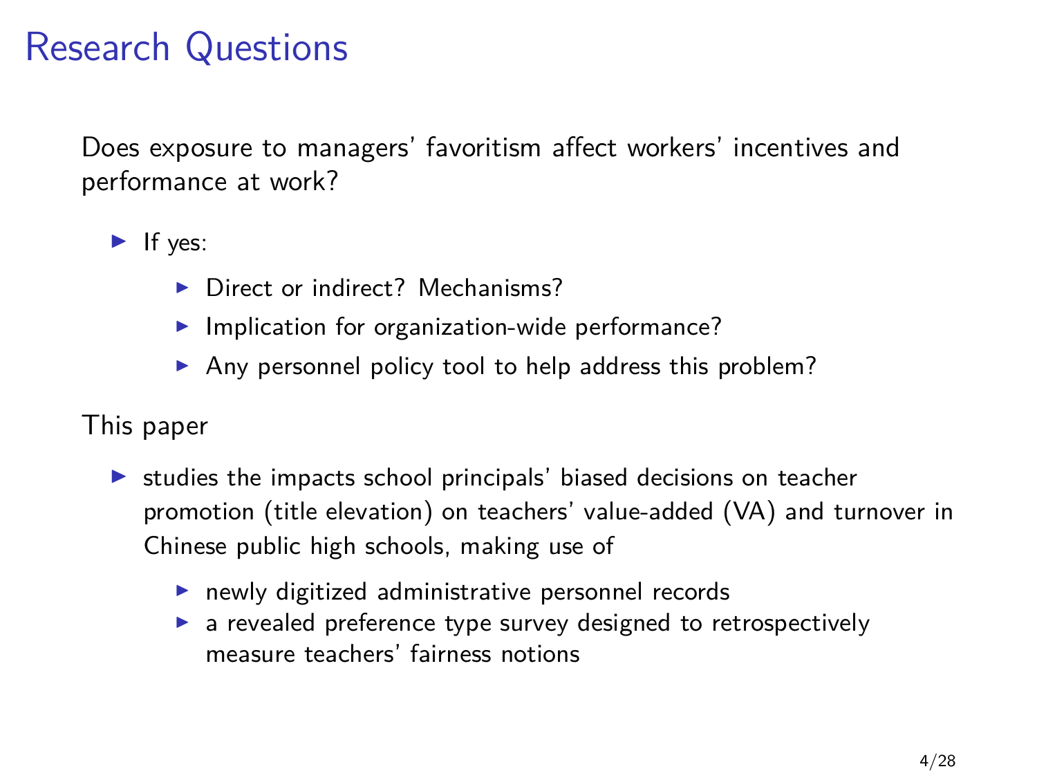# Research Questions

Does exposure to managers' favoritism affect workers' incentives and performance at work?

- If yes:
  - Direct or indirect? Mechanisms?
  - Implication for organization-wide performance?
  - Any personnel policy tool to help address this problem?

This paper

- studies the impacts school principals' biased decisions on teacher promotion (title elevation) on teachers' value-added (VA) and turnover in Chinese public high schools, making use of
  - newly digitized administrative personnel records
  - a revealed preference type survey designed to retrospectively measure teachers' fairness notions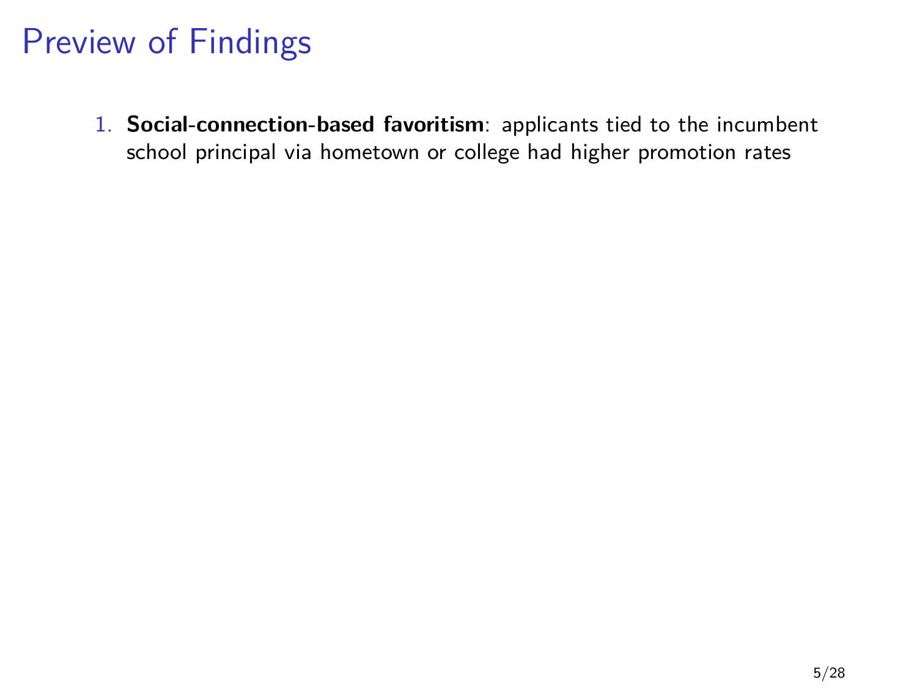# Preview of Findings

1. **Social-connection-based favoritism**: applicants tied to the incumbent school principal via hometown or college had higher promotion rates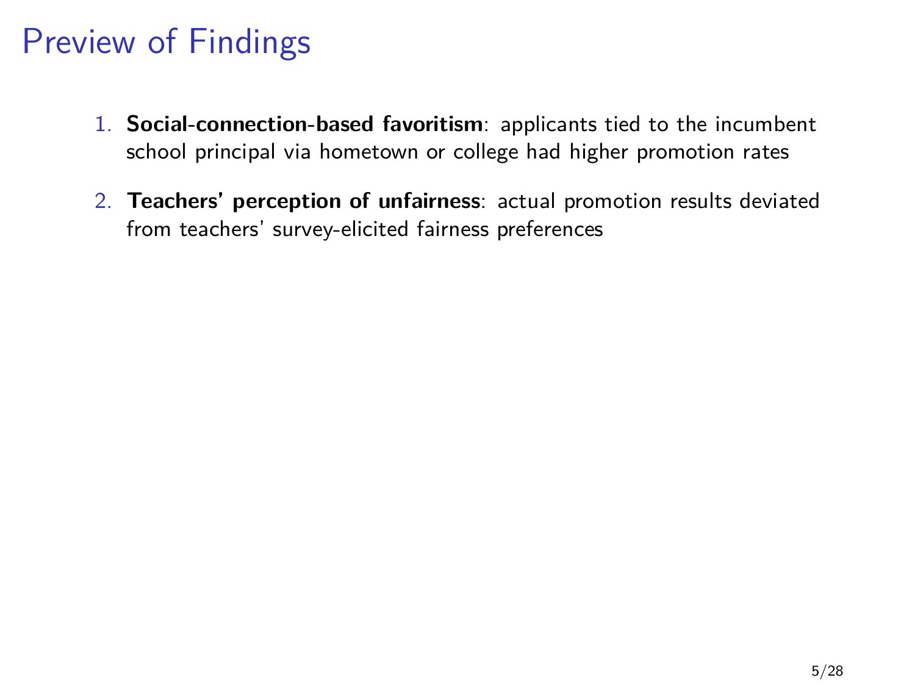# Preview of Findings

1. **Social-connection-based favoritism**: applicants tied to the incumbent school principal via hometown or college had higher promotion rates
2. **Teachers' perception of unfairness**: actual promotion results deviated from teachers' survey-elicited fairness preferences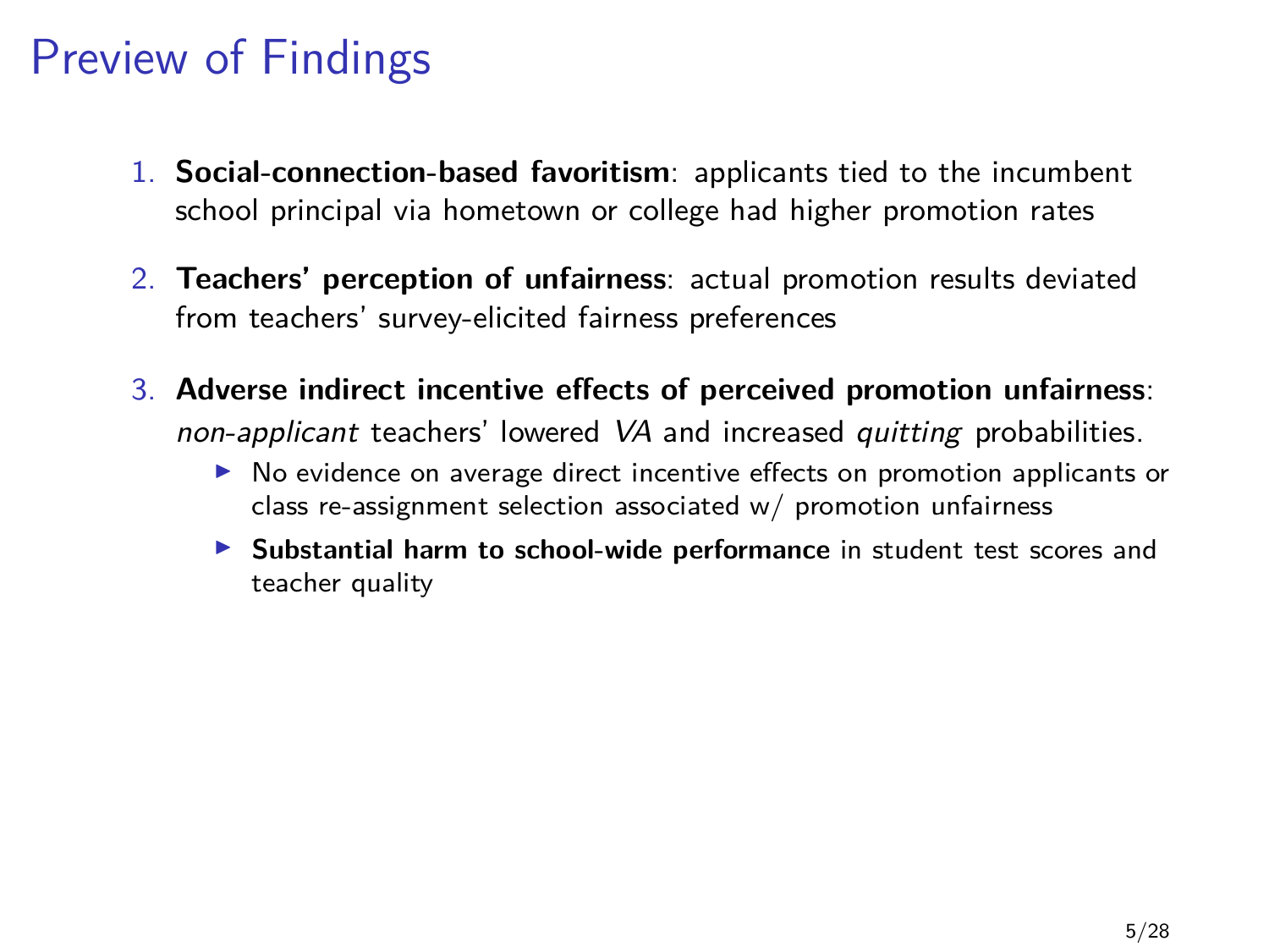# Preview of Findings

1. **Social-connection-based favoritism**: applicants tied to the incumbent school principal via hometown or college had higher promotion rates
2. **Teachers' perception of unfairness**: actual promotion results deviated from teachers' survey-elicited fairness preferences
3. **Adverse indirect incentive effects of perceived promotion unfairness**: *non-applicant* teachers' lowered *VA* and increased *quitting* probabilities.
   - No evidence on average direct incentive effects on promotion applicants or class re-assignment selection associated w/ promotion unfairness
   - **Substantial harm to school-wide performance** in student test scores and teacher quality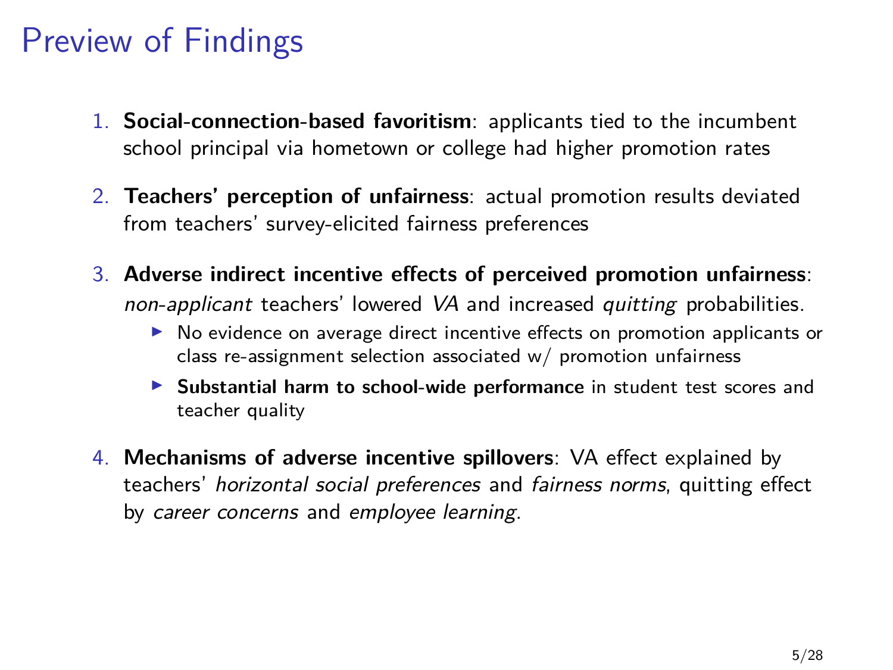# Preview of Findings

1. **Social-connection-based favoritism**: applicants tied to the incumbent school principal via hometown or college had higher promotion rates

2. **Teachers' perception of unfairness**: actual promotion results deviated from teachers' survey-elicited fairness preferences

3. **Adverse indirect incentive effects of perceived promotion unfairness**: *non-applicant* teachers' lowered *VA* and increased *quitting* probabilities.
   - No evidence on average direct incentive effects on promotion applicants or class re-assignment selection associated w/ promotion unfairness
   - **Substantial harm to school-wide performance** in student test scores and teacher quality

4. **Mechanisms of adverse incentive spillovers**: VA effect explained by teachers' *horizontal social preferences* and *fairness norms*, quitting effect by *career concerns* and *employee learning*.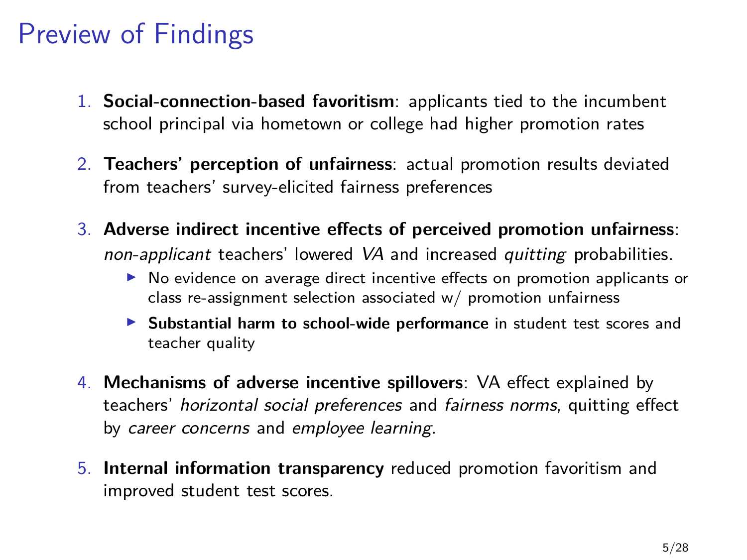# Preview of Findings

1. **Social-connection-based favoritism**: applicants tied to the incumbent school principal via hometown or college had higher promotion rates
2. **Teachers' perception of unfairness**: actual promotion results deviated from teachers' survey-elicited fairness preferences
3. **Adverse indirect incentive effects of perceived promotion unfairness**: *non-applicant* teachers' lowered *VA* and increased *quitting* probabilities.
   - No evidence on average direct incentive effects on promotion applicants or class re-assignment selection associated w/ promotion unfairness
   - **Substantial harm to school-wide performance** in student test scores and teacher quality
4. **Mechanisms of adverse incentive spillovers**: VA effect explained by teachers' *horizontal social preferences* and *fairness norms*, quitting effect by *career concerns* and *employee learning*.
5. **Internal information transparency** reduced promotion favoritism and improved student test scores.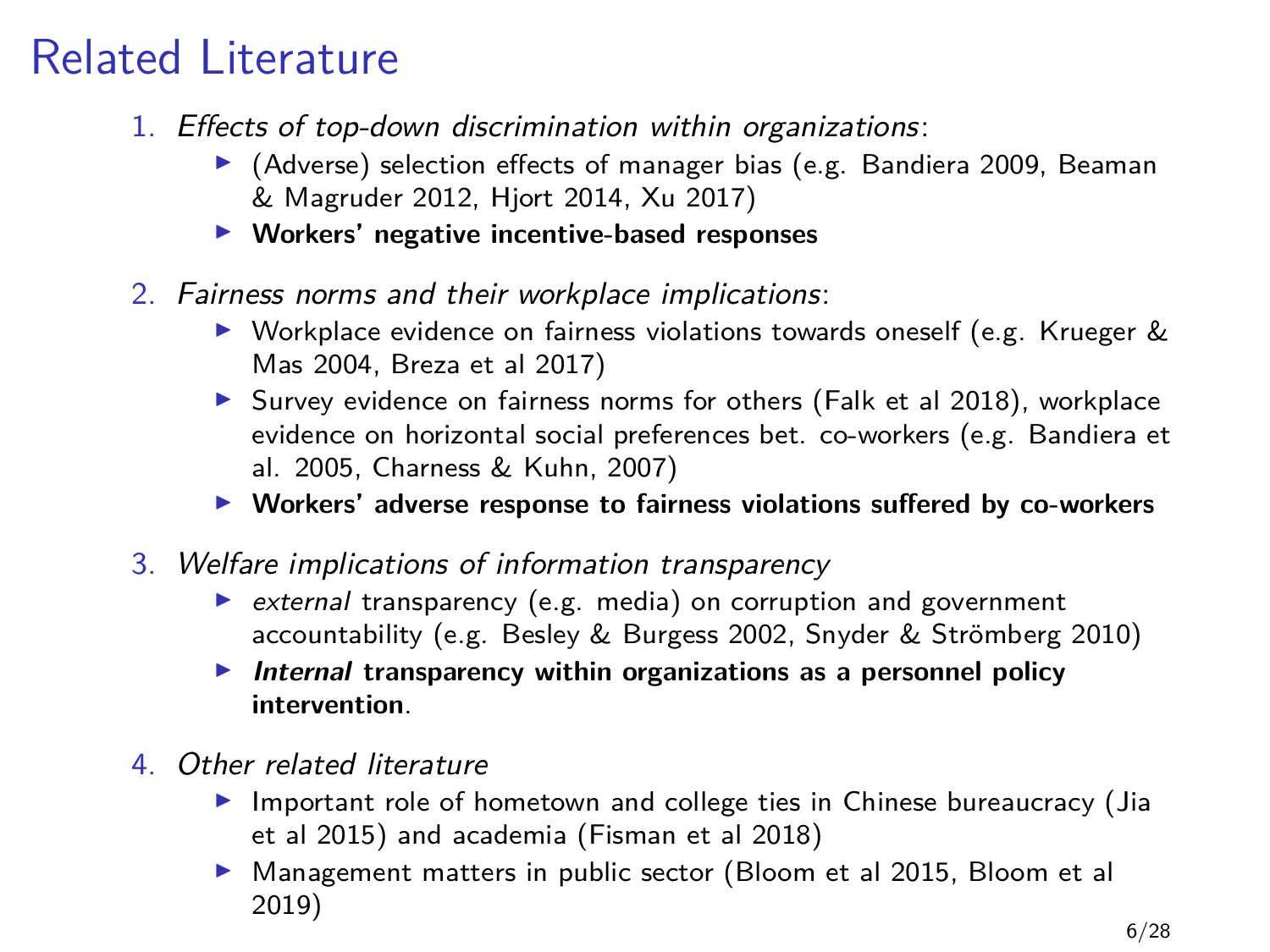# Related Literature

1. *Effects of top-down discrimination within organizations*:
   - (Adverse) selection effects of manager bias (e.g. Bandiera 2009, Beaman & Magruder 2012, Hjort 2014, Xu 2017)
   - **Workers' negative incentive-based responses**

2. *Fairness norms and their workplace implications*:
   - Workplace evidence on fairness violations towards oneself (e.g. Krueger & Mas 2004, Breza et al 2017)
   - Survey evidence on fairness norms for others (Falk et al 2018), workplace evidence on horizontal social preferences bet. co-workers (e.g. Bandiera et al. 2005, Charness & Kuhn, 2007)
   - **Workers' adverse response to fairness violations suffered by co-workers**

3. *Welfare implications of information transparency*
   - *external* transparency (e.g. media) on corruption and government accountability (e.g. Besley & Burgess 2002, Snyder & Strömberg 2010)
   - ***Internal* transparency within organizations as a personnel policy intervention**.

4. *Other related literature*
   - Important role of hometown and college ties in Chinese bureaucracy (Jia et al 2015) and academia (Fisman et al 2018)
   - Management matters in public sector (Bloom et al 2015, Bloom et al 2019)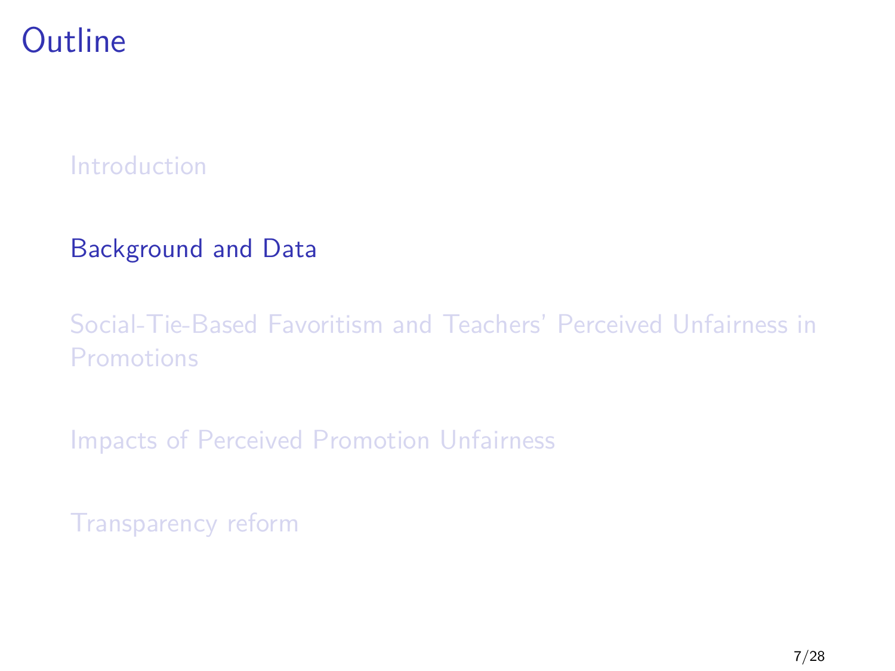# Outline

Introduction

Background and Data

Social-Tie-Based Favoritism and Teachers' Perceived Unfairness in Promotions

Impacts of Perceived Promotion Unfairness

Transparency reform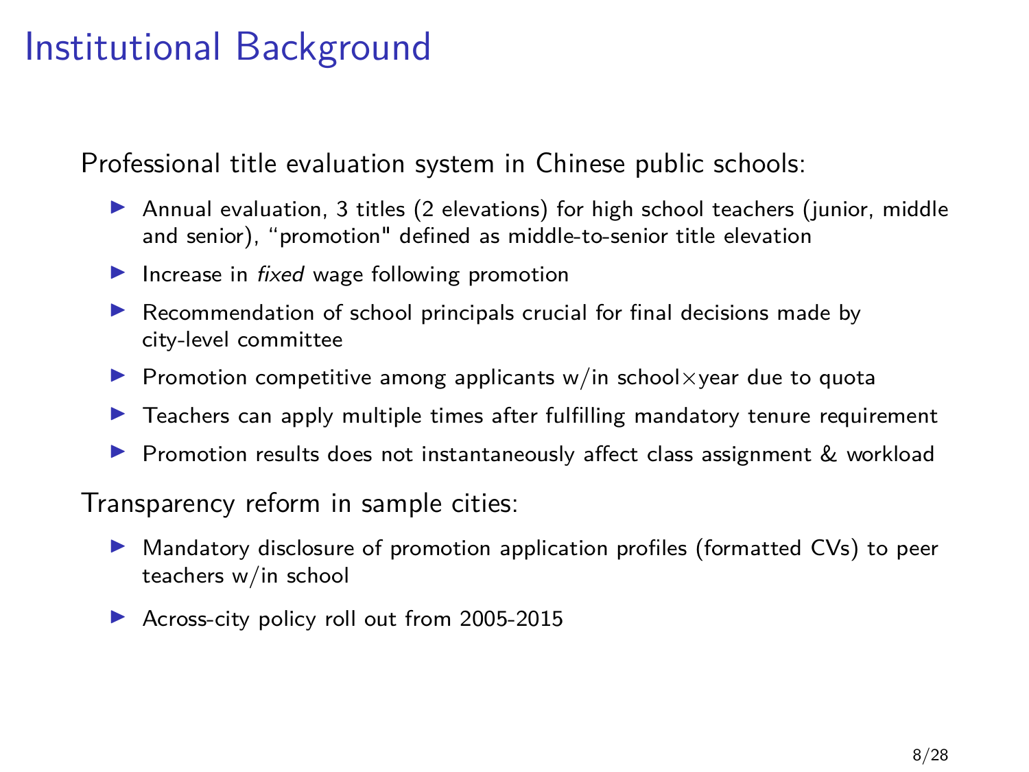# Institutional Background

Professional title evaluation system in Chinese public schools:

- Annual evaluation, 3 titles (2 elevations) for high school teachers (junior, middle and senior), "promotion" defined as middle-to-senior title elevation
- Increase in *fixed* wage following promotion
- Recommendation of school principals crucial for final decisions made by city-level committee
- Promotion competitive among applicants w/in school×year due to quota
- Teachers can apply multiple times after fulfilling mandatory tenure requirement
- Promotion results does not instantaneously affect class assignment & workload

Transparency reform in sample cities:

- Mandatory disclosure of promotion application profiles (formatted CVs) to peer teachers w/in school
- Across-city policy roll out from 2005-2015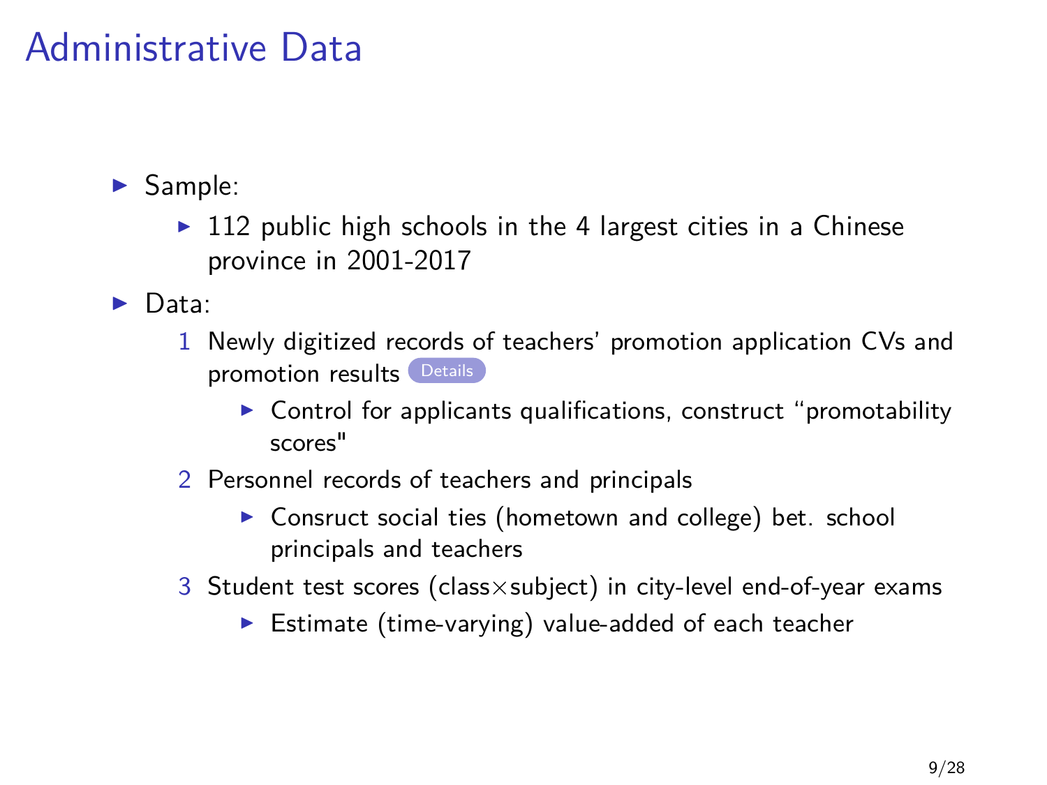# Administrative Data

- Sample:
  - 112 public high schools in the 4 largest cities in a Chinese province in 2001-2017
- Data:
  1. Newly digitized records of teachers' promotion application CVs and promotion results Details
     - Control for applicants qualifications, construct "promotability scores"
  2. Personnel records of teachers and principals
     - Consruct social ties (hometown and college) bet. school principals and teachers
  3. Student test scores (class$\times$subject) in city-level end-of-year exams
     - Estimate (time-varying) value-added of each teacher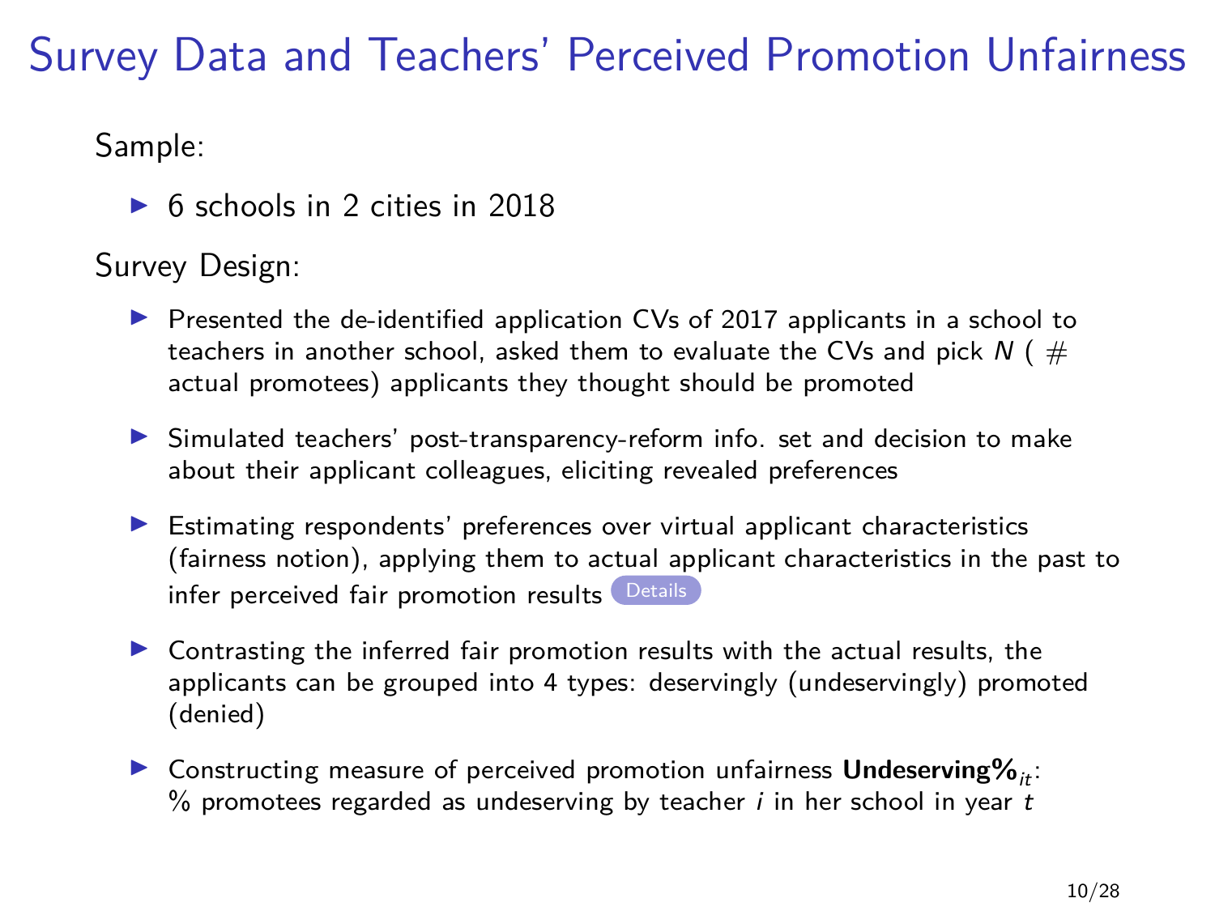# Survey Data and Teachers' Perceived Promotion Unfairness

Sample:

- 6 schools in 2 cities in 2018

Survey Design:

- Presented the de-identified application CVs of 2017 applicants in a school to teachers in another school, asked them to evaluate the CVs and pick $N$ ( # actual promotees) applicants they thought should be promoted
- Simulated teachers' post-transparency-reform info. set and decision to make about their applicant colleagues, eliciting revealed preferences
- Estimating respondents' preferences over virtual applicant characteristics (fairness notion), applying them to actual applicant characteristics in the past to infer perceived fair promotion results Details
- Contrasting the inferred fair promotion results with the actual results, the applicants can be grouped into 4 types: deservingly (undeservingly) promoted (denied)
- Constructing measure of perceived promotion unfairness **Undeserving%**$_{it}$: % promotees regarded as undeserving by teacher $i$ in her school in year $t$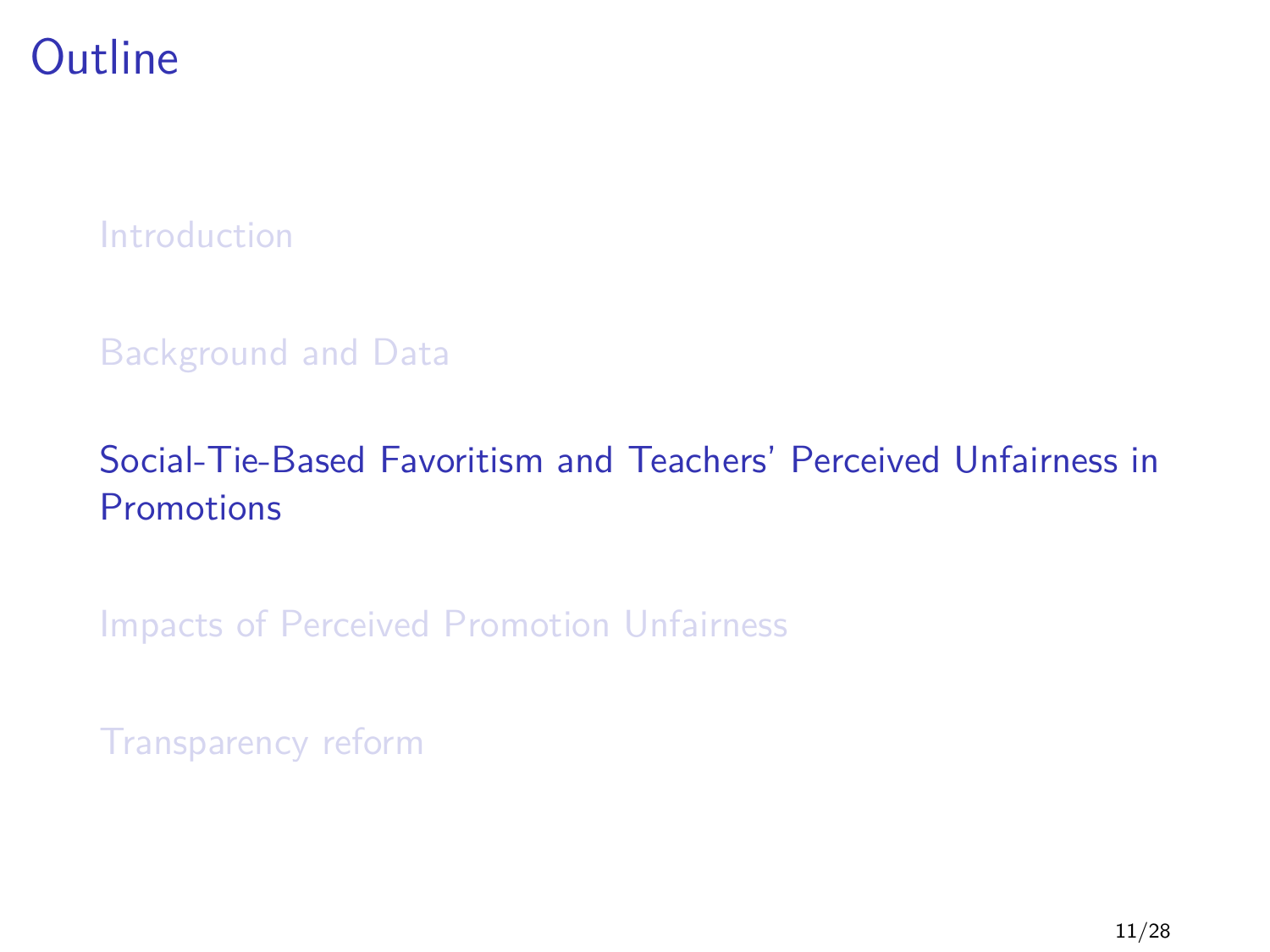# Outline

- Introduction
- Background and Data
- Social-Tie-Based Favoritism and Teachers' Perceived Unfairness in Promotions
- Impacts of Perceived Promotion Unfairness
- Transparency reform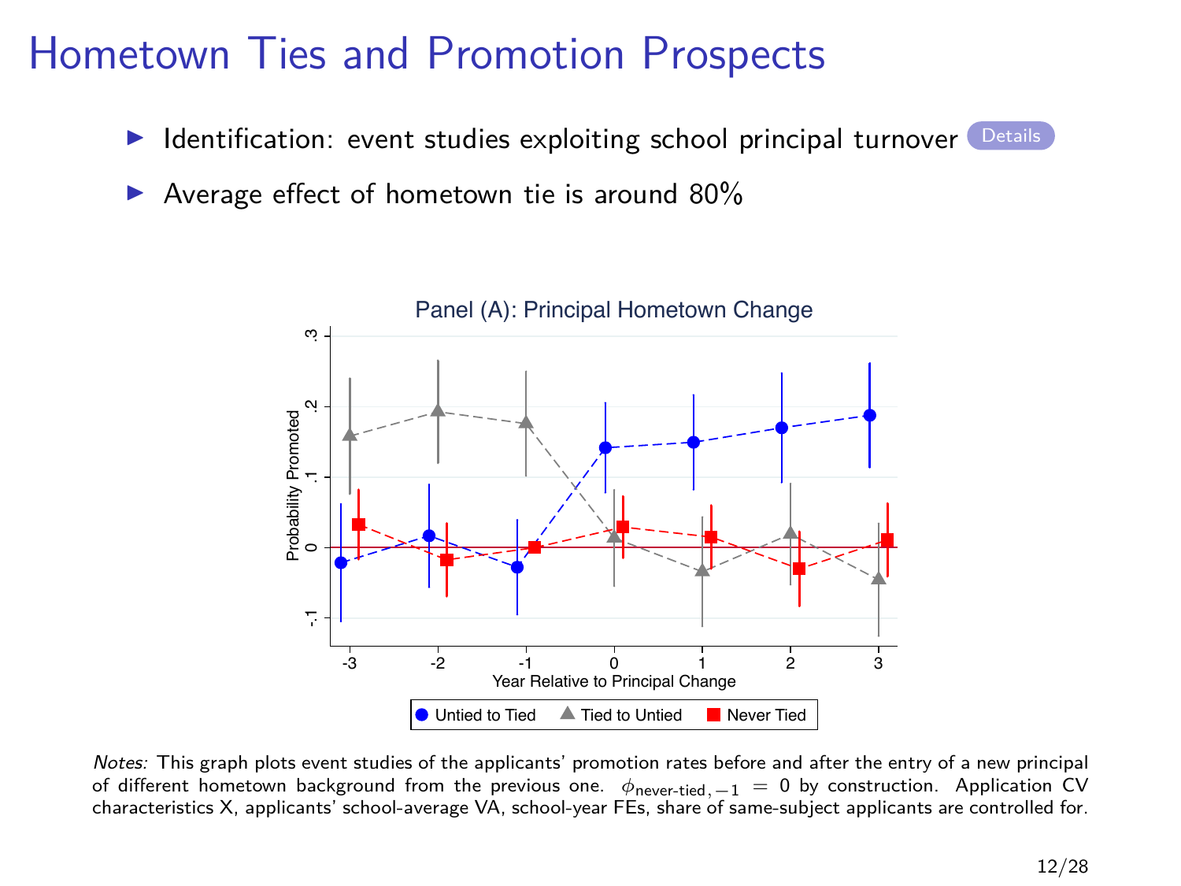# Hometown Ties and Promotion Prospects

- Identification: event studies exploiting school principal turnover Details
- Average effect of hometown tie is around 80%

Panel (A): Principal Hometown Change

*Notes:* This graph plots event studies of the applicants' promotion rates before and after the entry of a new principal of different hometown background from the previous one. $\phi_{\text{never-tied},-1} = 0$ by construction. Application CV characteristics X, applicants' school-average VA, school-year FEs, share of same-subject applicants are controlled for.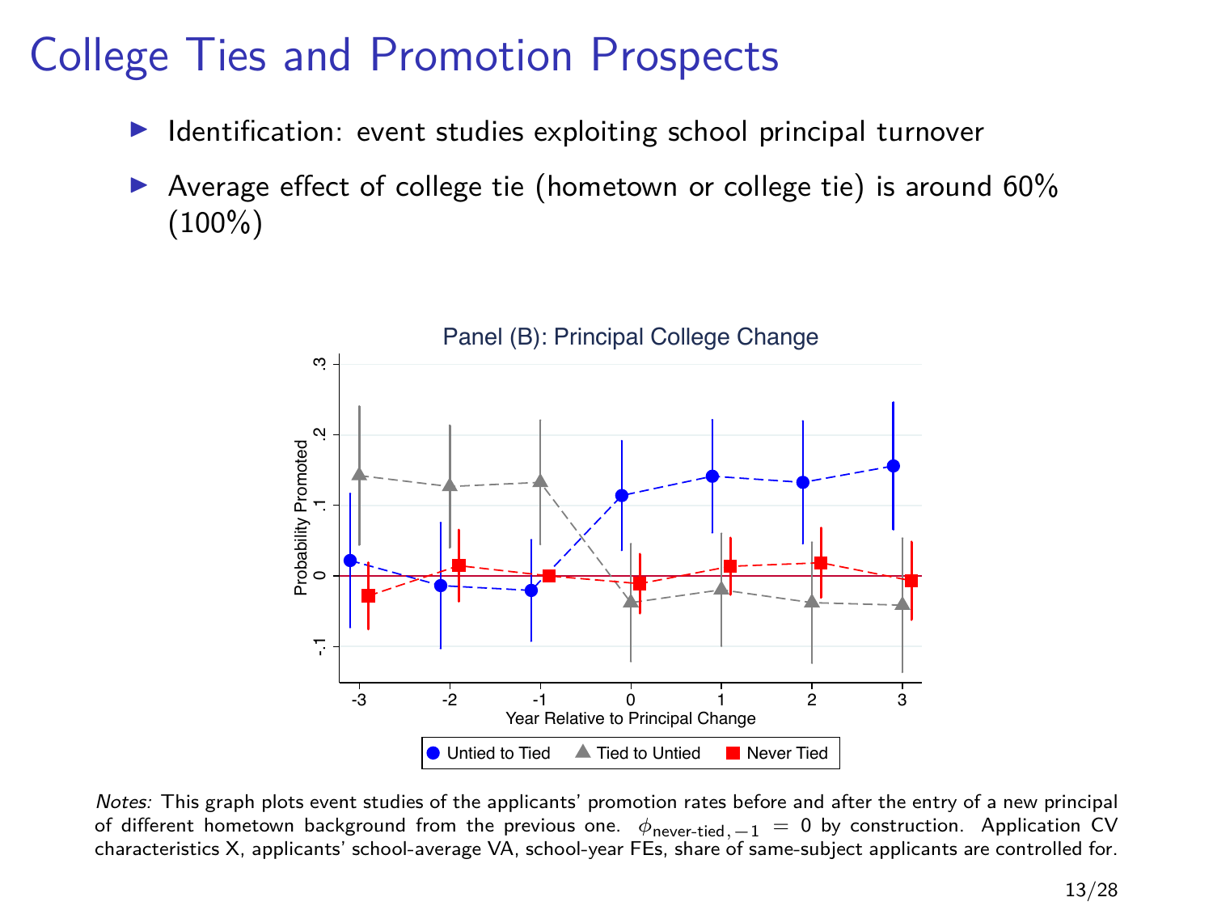# College Ties and Promotion Prospects

- Identification: event studies exploiting school principal turnover
- Average effect of college tie (hometown or college tie) is around 60% (100%)

Panel (B): Principal College Change

*Notes:* This graph plots event studies of the applicants' promotion rates before and after the entry of a new principal of different hometown background from the previous one. $\phi_{\text{never-tied},-1} = 0$ by construction. Application CV characteristics X, applicants' school-average VA, school-year FEs, share of same-subject applicants are controlled for.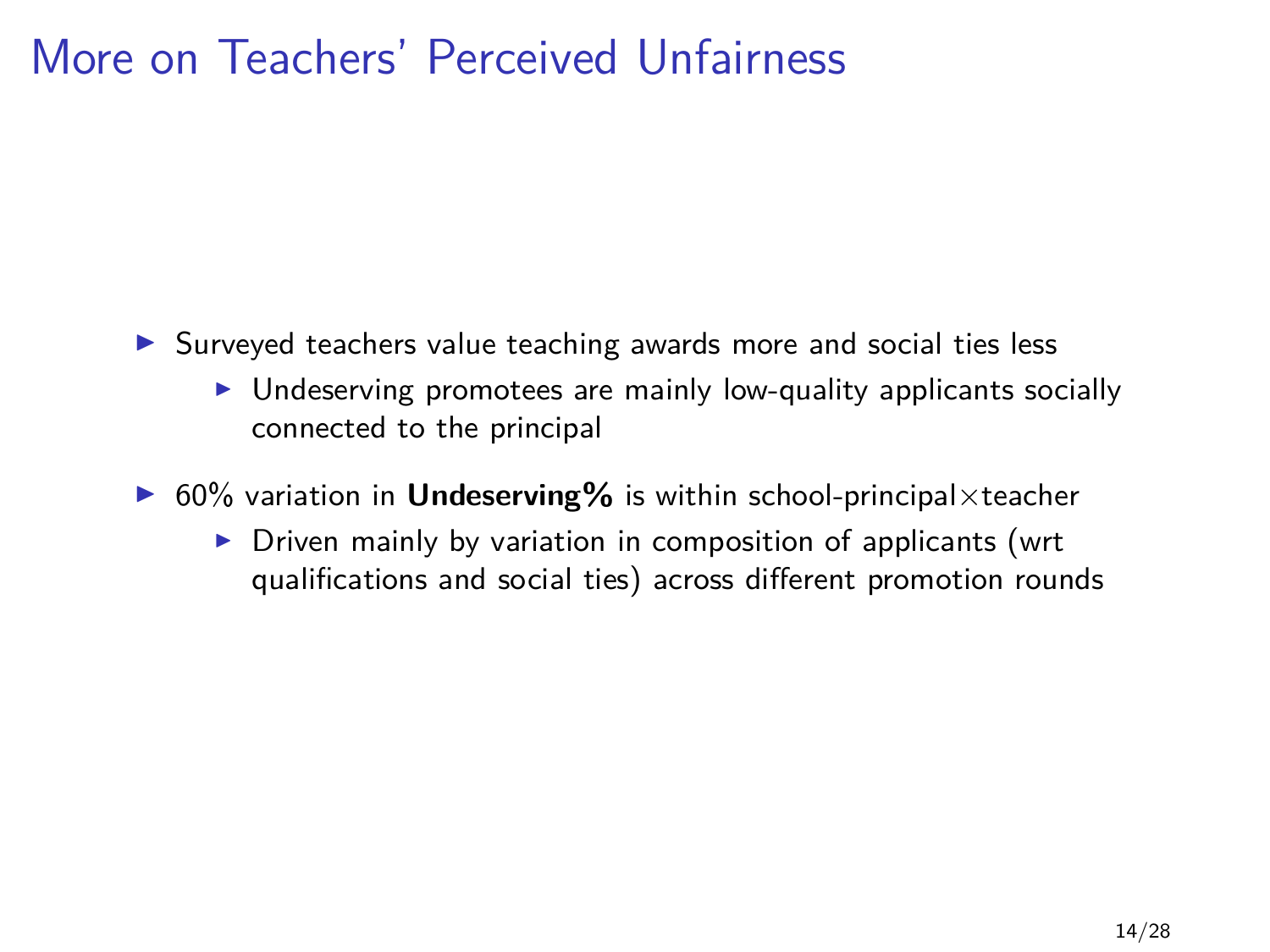# More on Teachers' Perceived Unfairness

- Surveyed teachers value teaching awards more and social ties less
  - Undeserving promotees are mainly low-quality applicants socially connected to the principal
- 60% variation in **Undeserving%** is within school-principal×teacher
  - Driven mainly by variation in composition of applicants (wrt qualifications and social ties) across different promotion rounds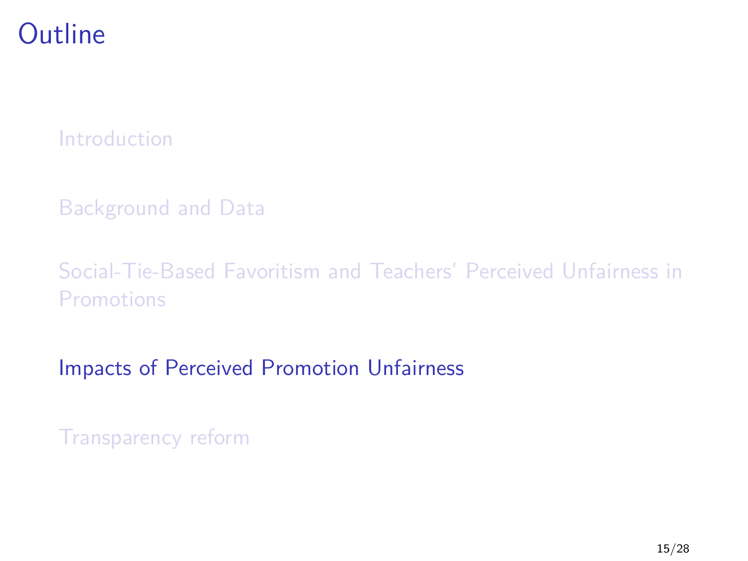# Outline

Introduction

Background and Data

Social-Tie-Based Favoritism and Teachers' Perceived Unfairness in Promotions

Impacts of Perceived Promotion Unfairness

Transparency reform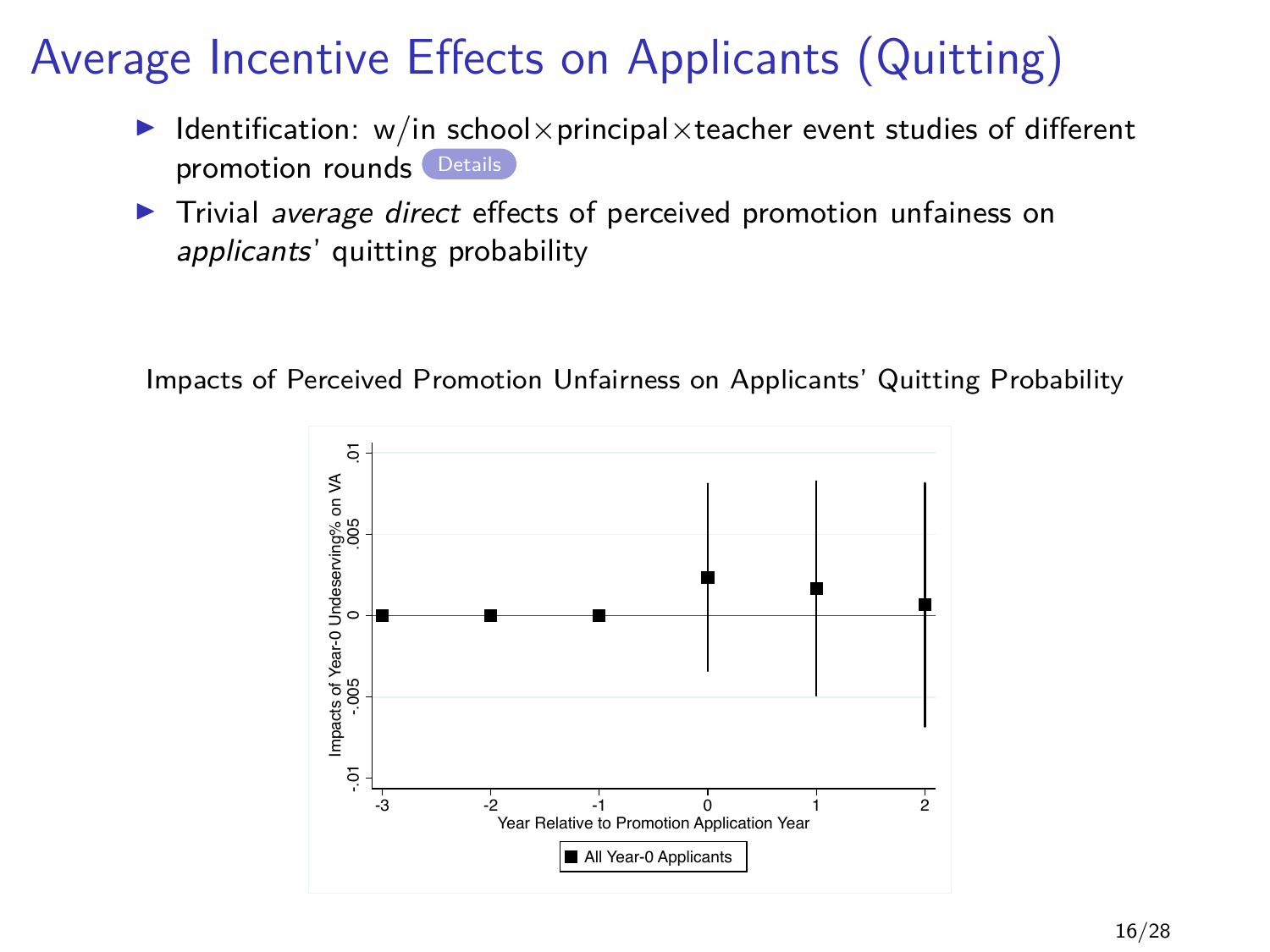# Average Incentive Effects on Applicants (Quitting)

- Identification: w/in school×principal×teacher event studies of different promotion rounds Details
- Trivial *average direct* effects of perceived promotion unfainess on *applicants*' quitting probability

Impacts of Perceived Promotion Unfairness on Applicants' Quitting Probability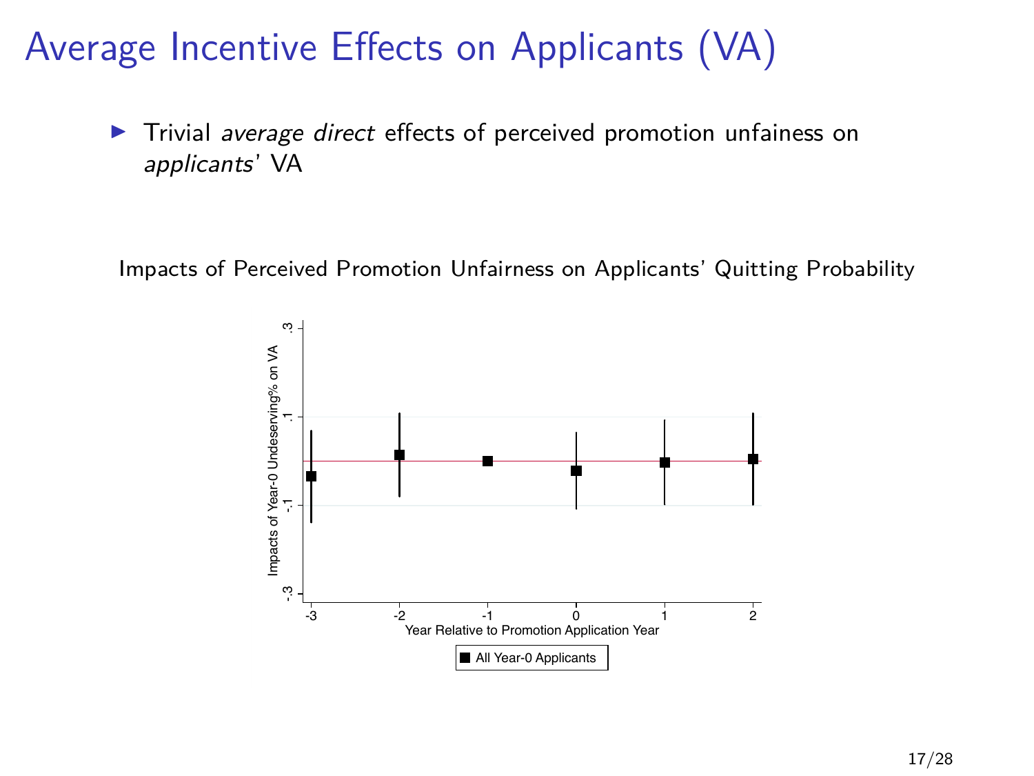# Average Incentive Effects on Applicants (VA)

- Trivial *average direct* effects of perceived promotion unfainess on *applicants*' VA

Impacts of Perceived Promotion Unfairness on Applicants' Quitting Probability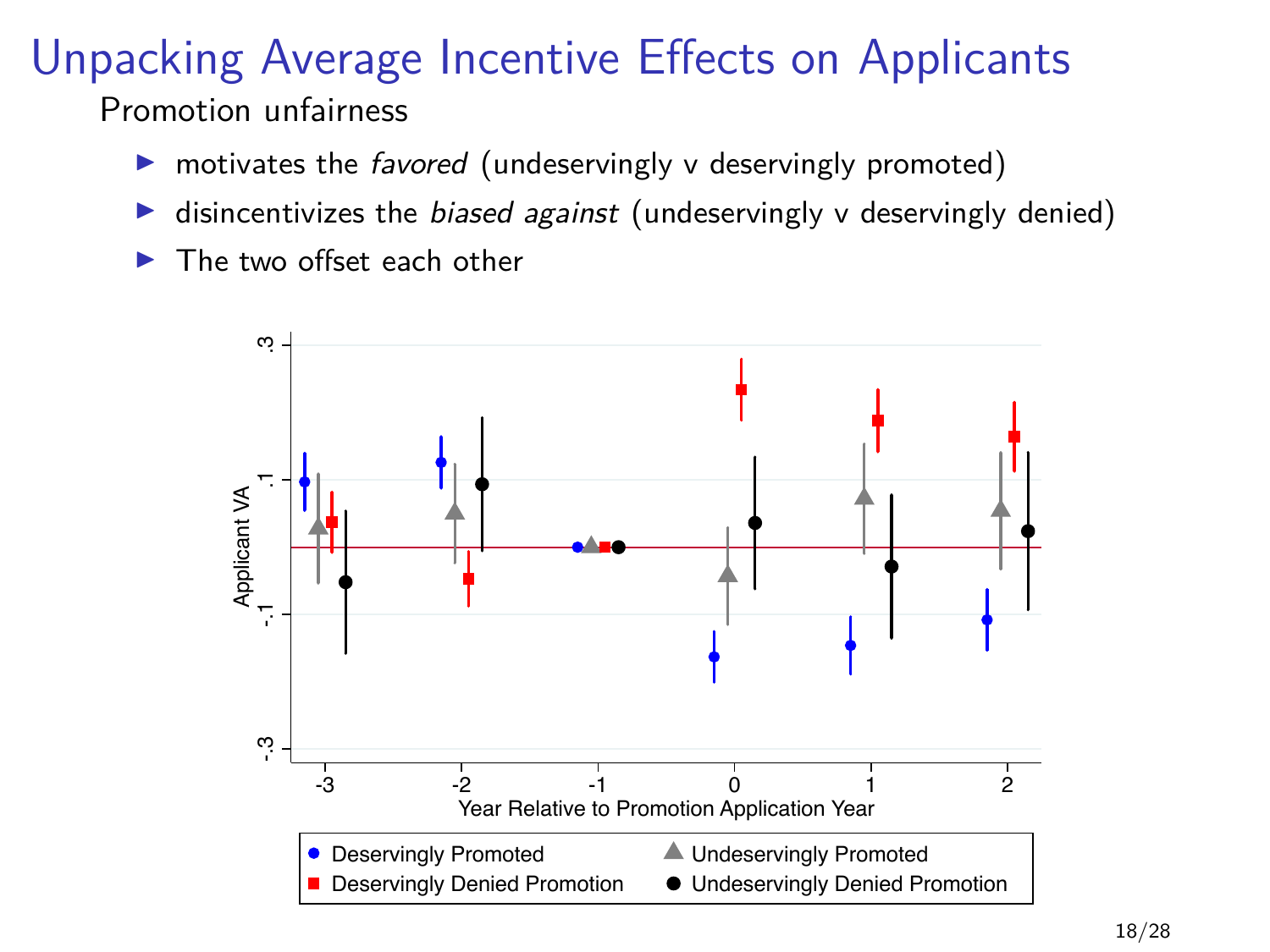# Unpacking Average Incentive Effects on Applicants

Promotion unfairness

- motivates the *favored* (undeservingly v deservingly promoted)
- disincentivizes the *biased against* (undeservingly v deservingly denied)
- The two offset each other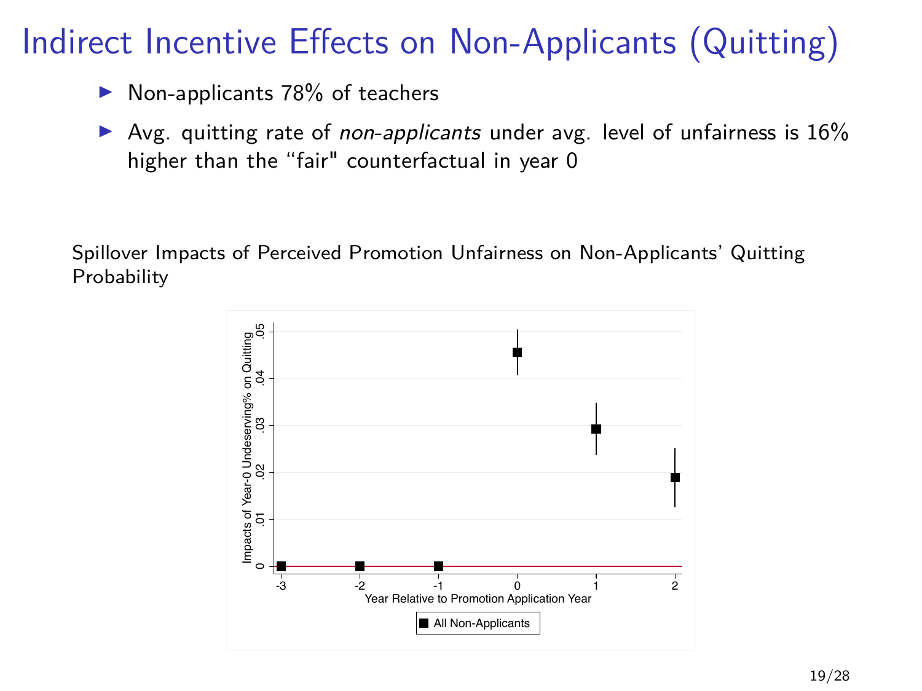# Indirect Incentive Effects on Non-Applicants (Quitting)

- Non-applicants 78% of teachers
- Avg. quitting rate of *non-applicants* under avg. level of unfairness is 16% higher than the "fair" counterfactual in year 0

Spillover Impacts of Perceived Promotion Unfairness on Non-Applicants' Quitting Probability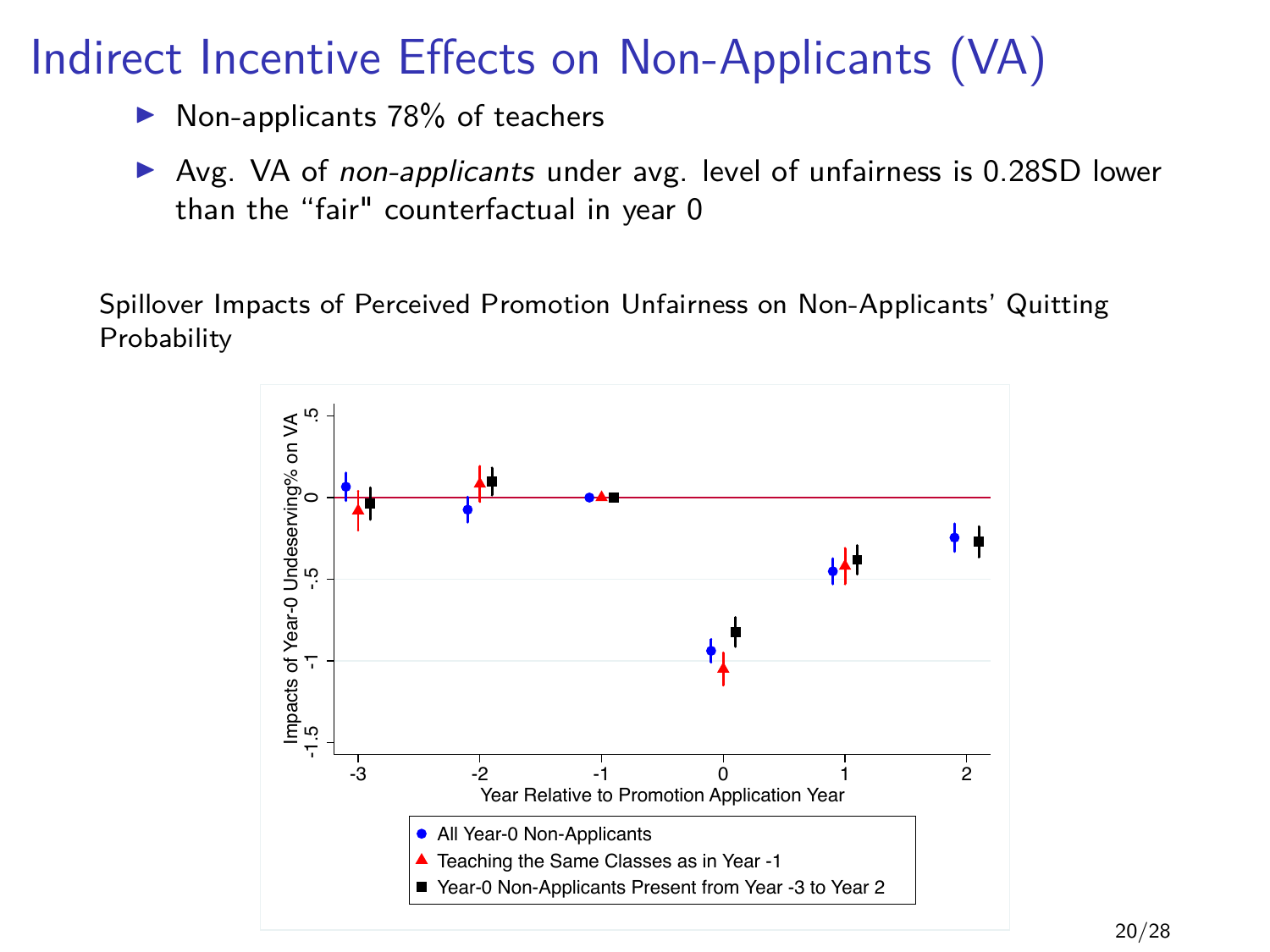# Indirect Incentive Effects on Non-Applicants (VA)

- Non-applicants 78% of teachers
- Avg. VA of *non-applicants* under avg. level of unfairness is 0.28SD lower than the "fair" counterfactual in year 0

Spillover Impacts of Perceived Promotion Unfairness on Non-Applicants' Quitting Probability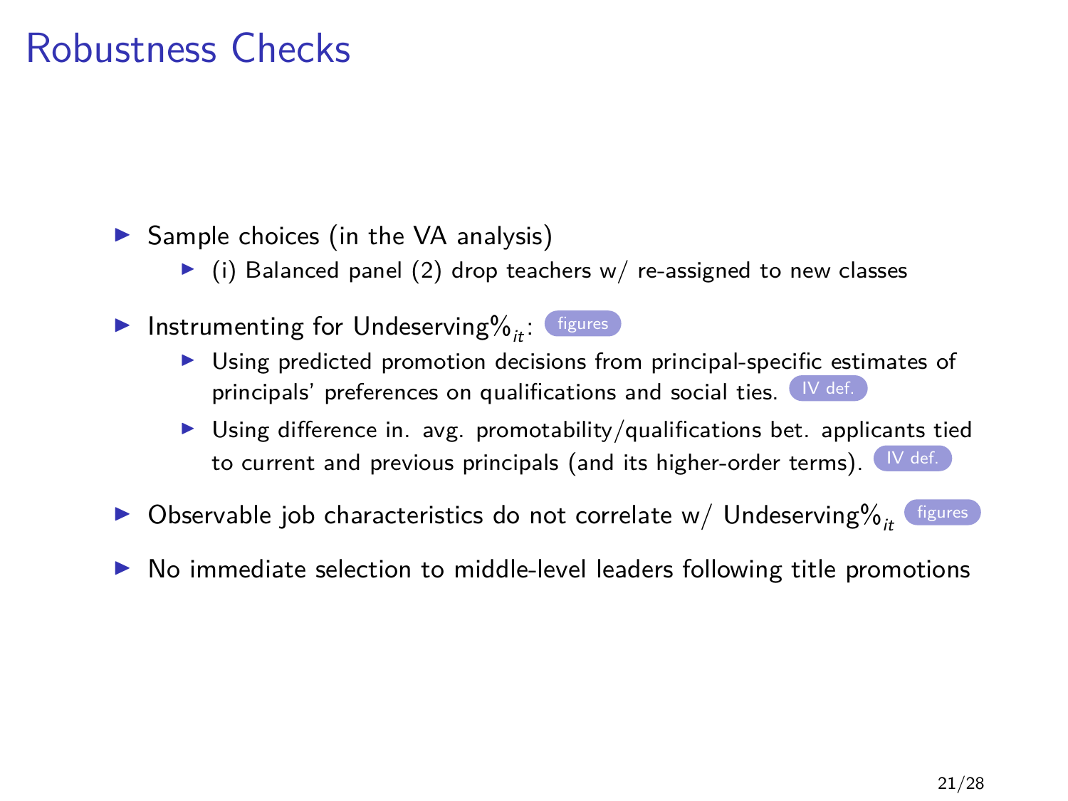# Robustness Checks

- Sample choices (in the VA analysis)
  - (i) Balanced panel (2) drop teachers w/ re-assigned to new classes
- Instrumenting for Undeserving%$_{it}$: figures
  - Using predicted promotion decisions from principal-specific estimates of principals' preferences on qualifications and social ties. IV def.
  - Using difference in. avg. promotability/qualifications bet. applicants tied to current and previous principals (and its higher-order terms). IV def.
- Observable job characteristics do not correlate w/ Undeserving%$_{it}$ figures
- No immediate selection to middle-level leaders following title promotions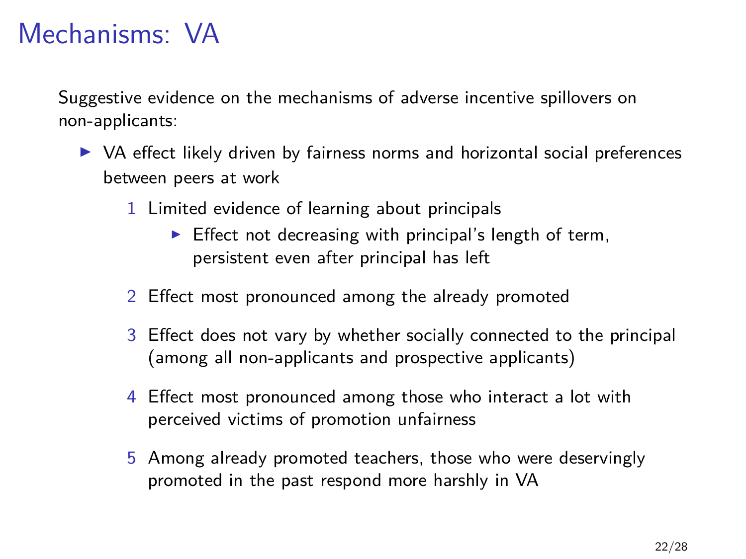# Mechanisms: VA

Suggestive evidence on the mechanisms of adverse incentive spillovers on non-applicants:

- VA effect likely driven by fairness norms and horizontal social preferences between peers at work
  1. Limited evidence of learning about principals
     - Effect not decreasing with principal's length of term, persistent even after principal has left
  2. Effect most pronounced among the already promoted
  3. Effect does not vary by whether socially connected to the principal (among all non-applicants and prospective applicants)
  4. Effect most pronounced among those who interact a lot with perceived victims of promotion unfairness
  5. Among already promoted teachers, those who were deservingly promoted in the past respond more harshly in VA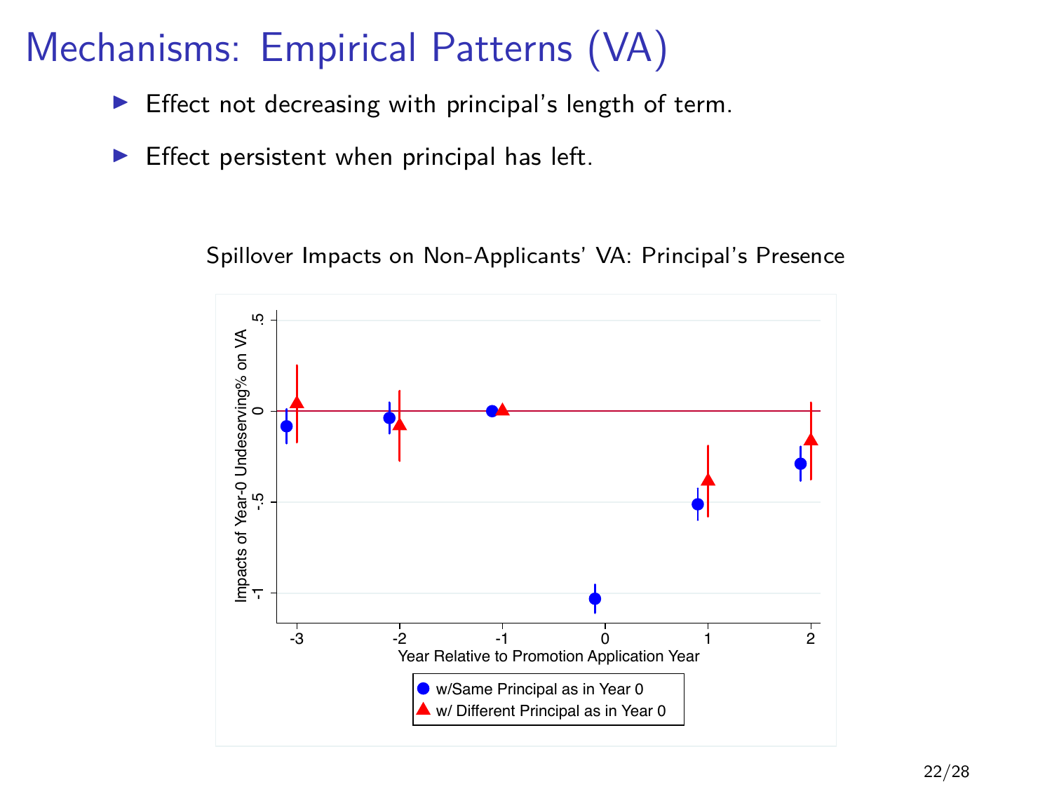# Mechanisms: Empirical Patterns (VA)

- Effect not decreasing with principal's length of term.
- Effect persistent when principal has left.

Spillover Impacts on Non-Applicants' VA: Principal's Presence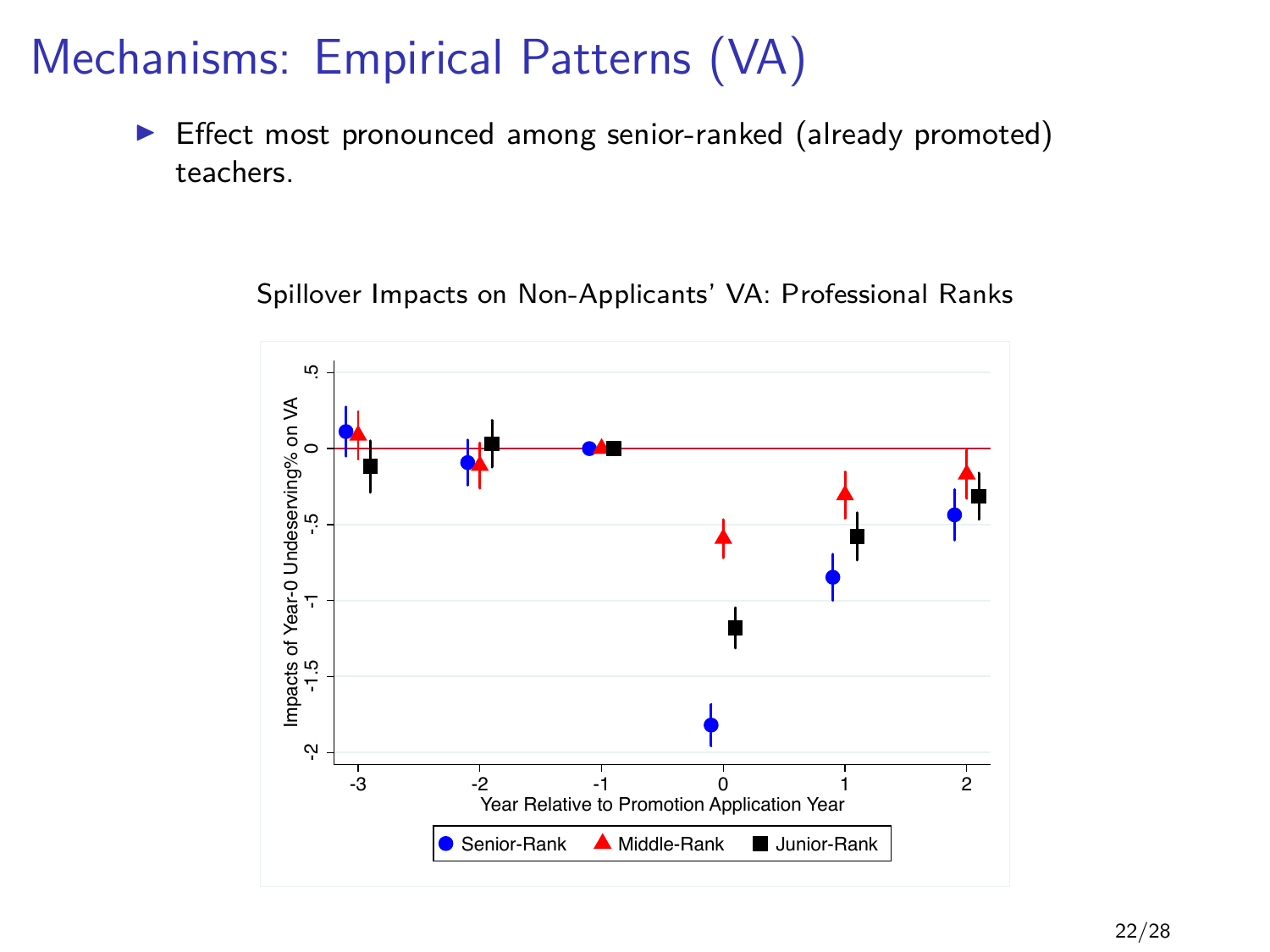# Mechanisms: Empirical Patterns (VA)

- Effect most pronounced among senior-ranked (already promoted) teachers.

Spillover Impacts on Non-Applicants' VA: Professional Ranks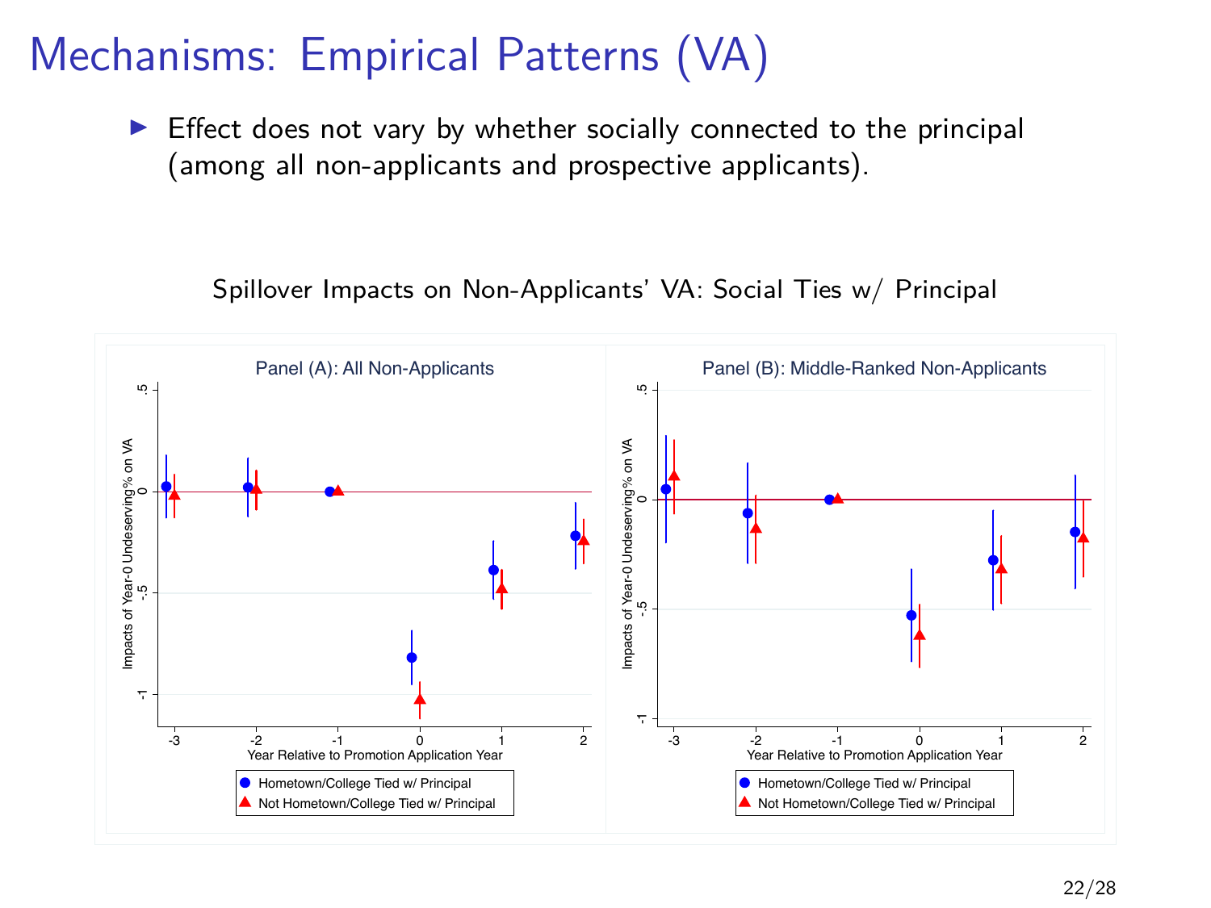# Mechanisms: Empirical Patterns (VA)

- Effect does not vary by whether socially connected to the principal (among all non-applicants and prospective applicants).

Spillover Impacts on Non-Applicants' VA: Social Ties w/ Principal

Panel (A): All Non-Applicants

Panel (B): Middle-Ranked Non-Applicants

Impacts of Year-0 Undeserving% on VA

Year Relative to Promotion Application Year

- Hometown/College Tied w/ Principal
- Not Hometown/College Tied w/ Principal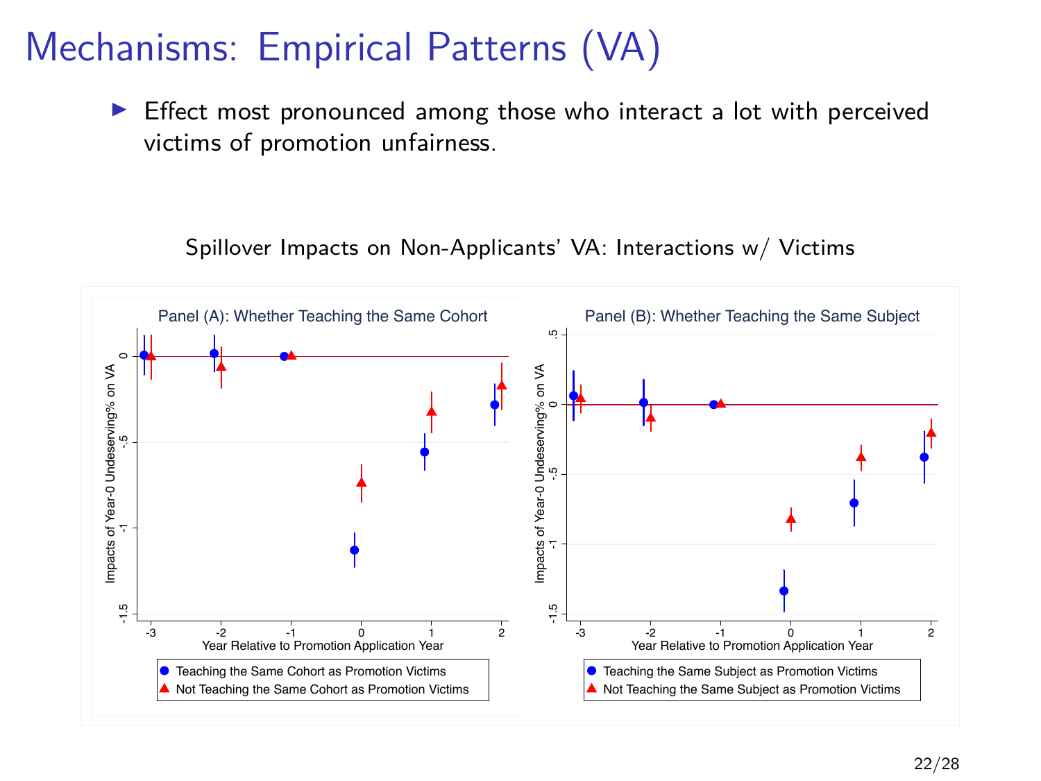# Mechanisms: Empirical Patterns (VA)

- Effect most pronounced among those who interact a lot with perceived victims of promotion unfairness.

Spillover Impacts on Non-Applicants' VA: Interactions w/ Victims

Panel (A): Whether Teaching the Same Cohort

Panel (B): Whether Teaching the Same Subject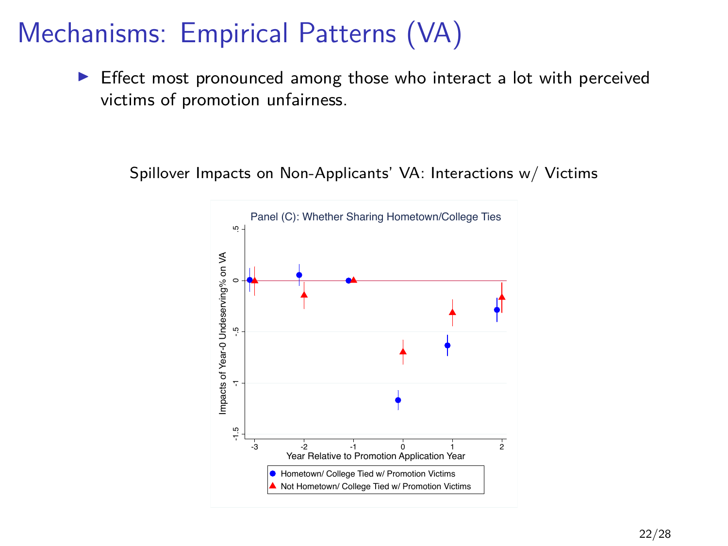# Mechanisms: Empirical Patterns (VA)

- Effect most pronounced among those who interact a lot with perceived victims of promotion unfairness.

Spillover Impacts on Non-Applicants' VA: Interactions w/ Victims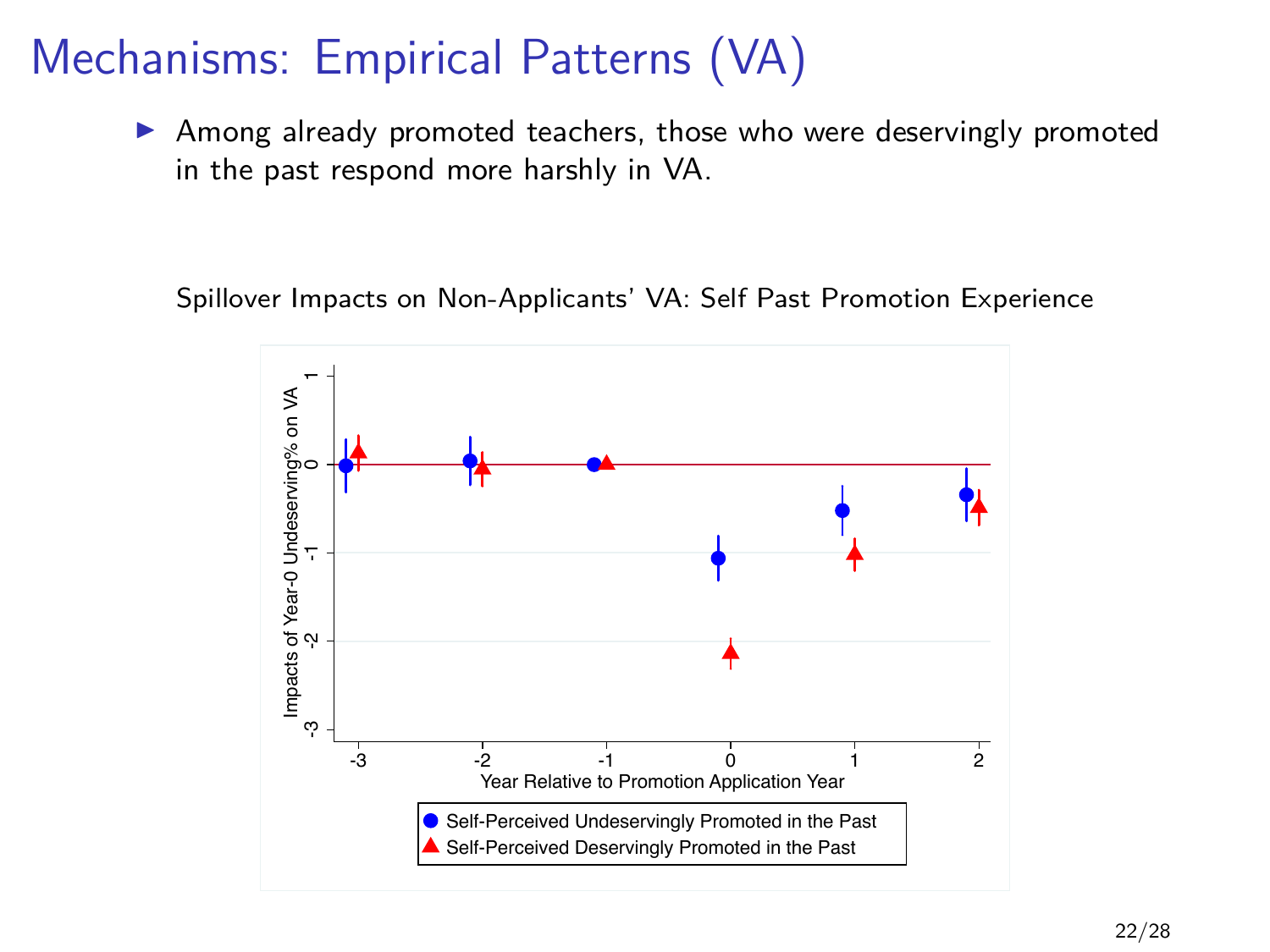# Mechanisms: Empirical Patterns (VA)

- Among already promoted teachers, those who were deservingly promoted in the past respond more harshly in VA.

Spillover Impacts on Non-Applicants' VA: Self Past Promotion Experience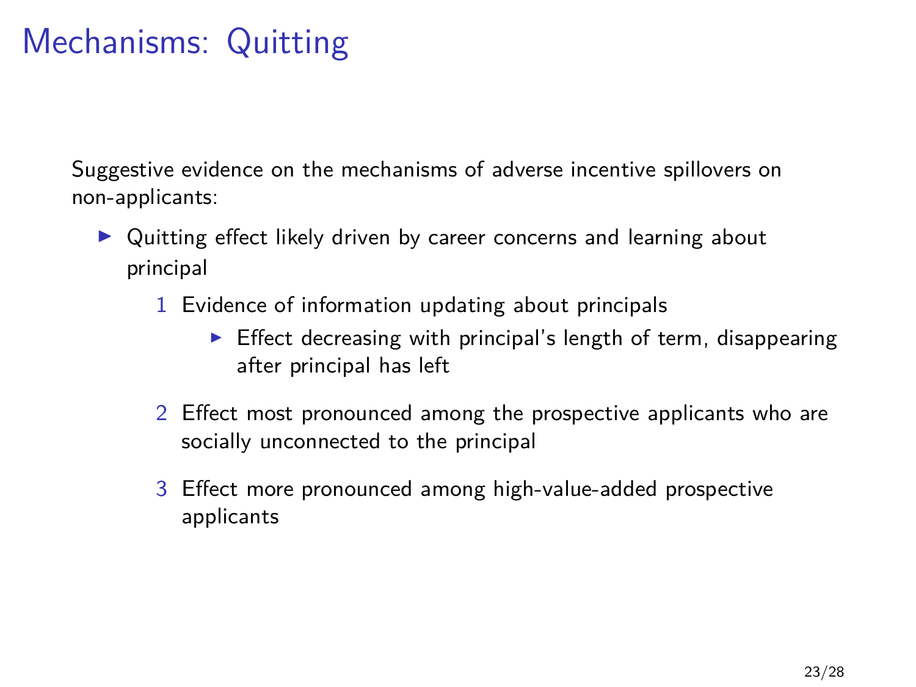# Mechanisms: Quitting

Suggestive evidence on the mechanisms of adverse incentive spillovers on non-applicants:

- Quitting effect likely driven by career concerns and learning about principal
  1. Evidence of information updating about principals
     - Effect decreasing with principal's length of term, disappearing after principal has left
  2. Effect most pronounced among the prospective applicants who are socially unconnected to the principal
  3. Effect more pronounced among high-value-added prospective applicants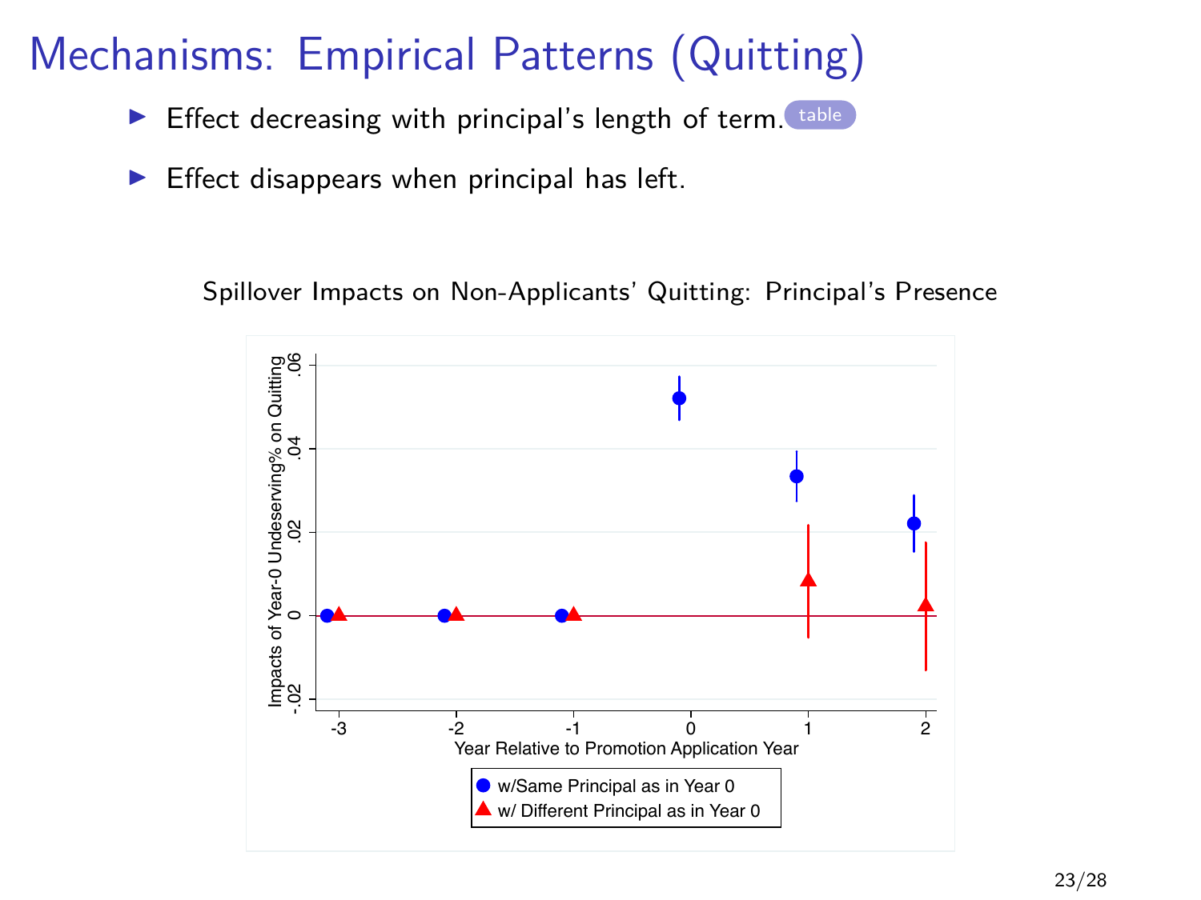# Mechanisms: Empirical Patterns (Quitting)

- Effect decreasing with principal's length of term. table
- Effect disappears when principal has left.

Spillover Impacts on Non-Applicants' Quitting: Principal's Presence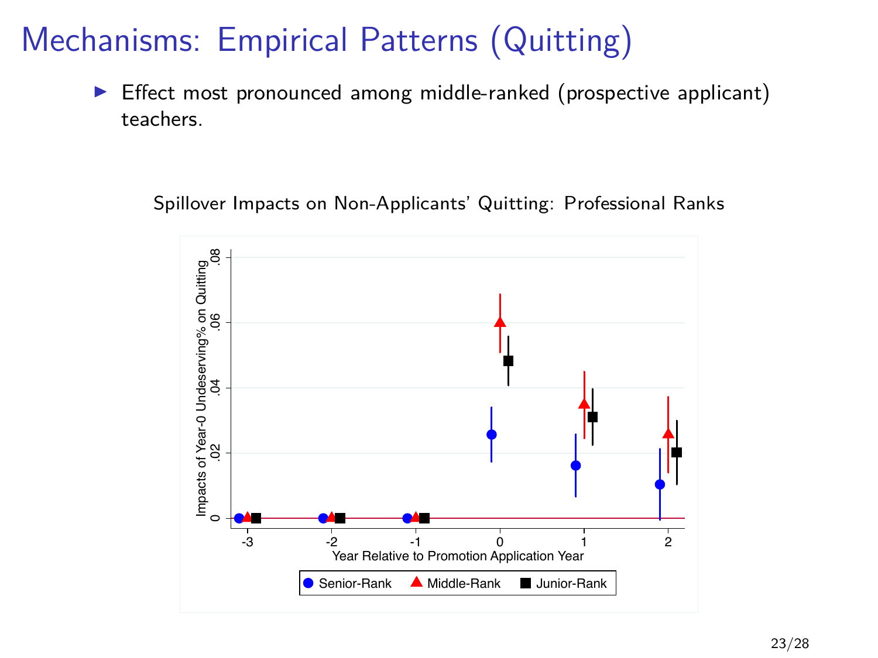# Mechanisms: Empirical Patterns (Quitting)

- Effect most pronounced among middle-ranked (prospective applicant) teachers.

Spillover Impacts on Non-Applicants' Quitting: Professional Ranks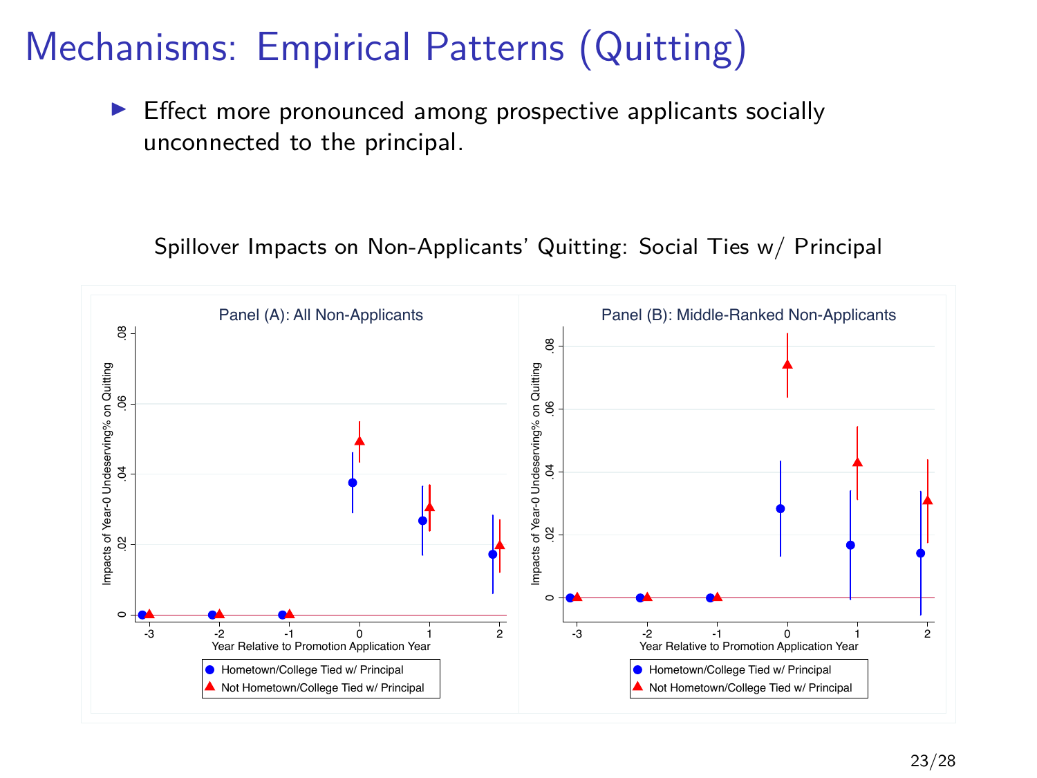# Mechanisms: Empirical Patterns (Quitting)

- Effect more pronounced among prospective applicants socially unconnected to the principal.

Spillover Impacts on Non-Applicants' Quitting: Social Ties w/ Principal

Panel (A): All Non-Applicants

Panel (B): Middle-Ranked Non-Applicants

Impacts of Year-0 Undeserving% on Quitting

Year Relative to Promotion Application Year

- Hometown/College Tied w/ Principal
- Not Hometown/College Tied w/ Principal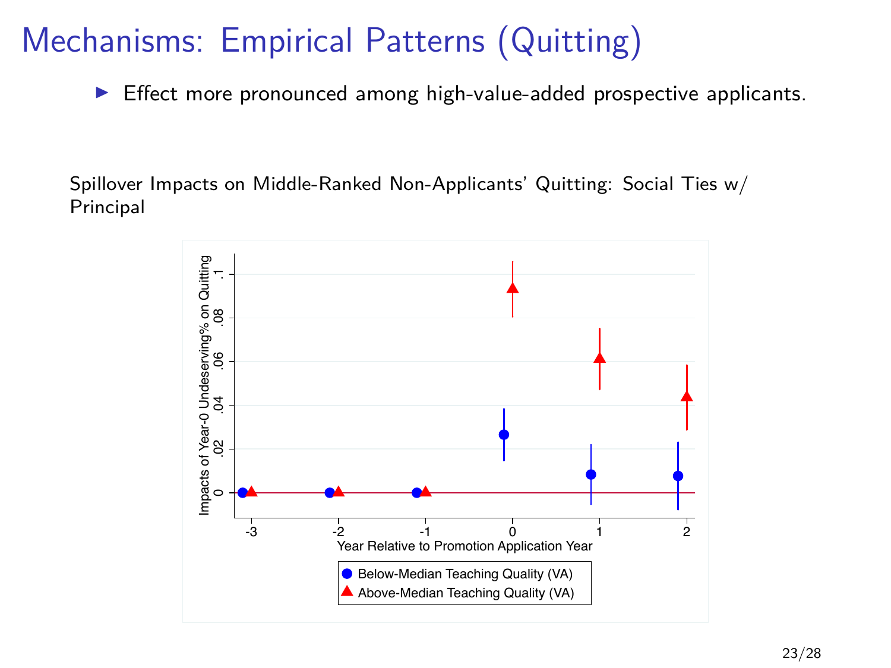# Mechanisms: Empirical Patterns (Quitting)

- Effect more pronounced among high-value-added prospective applicants.

Spillover Impacts on Middle-Ranked Non-Applicants' Quitting: Social Ties w/ Principal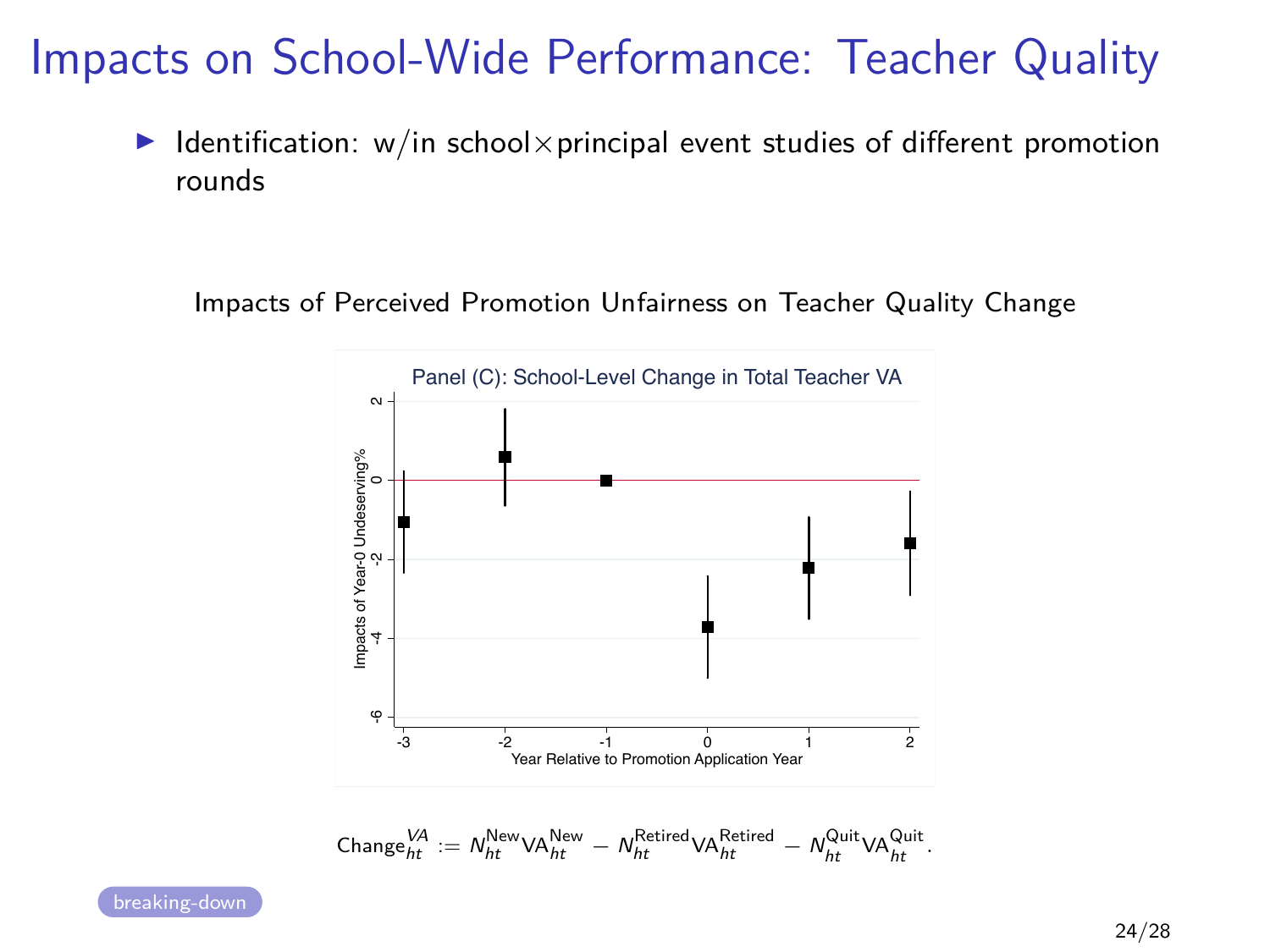# Impacts on School-Wide Performance: Teacher Quality

- Identification: w/in school×principal event studies of different promotion rounds

Impacts of Perceived Promotion Unfairness on Teacher Quality Change

Panel (C): School-Level Change in Total Teacher VA

$$\text{Change}^{VA}_{ht} := N^{\text{New}}_{ht}\text{VA}^{\text{New}}_{ht} - N^{\text{Retired}}_{ht}\text{VA}^{\text{Retired}}_{ht} - N^{\text{Quit}}_{ht}\text{VA}^{\text{Quit}}_{ht}.$$

breaking-down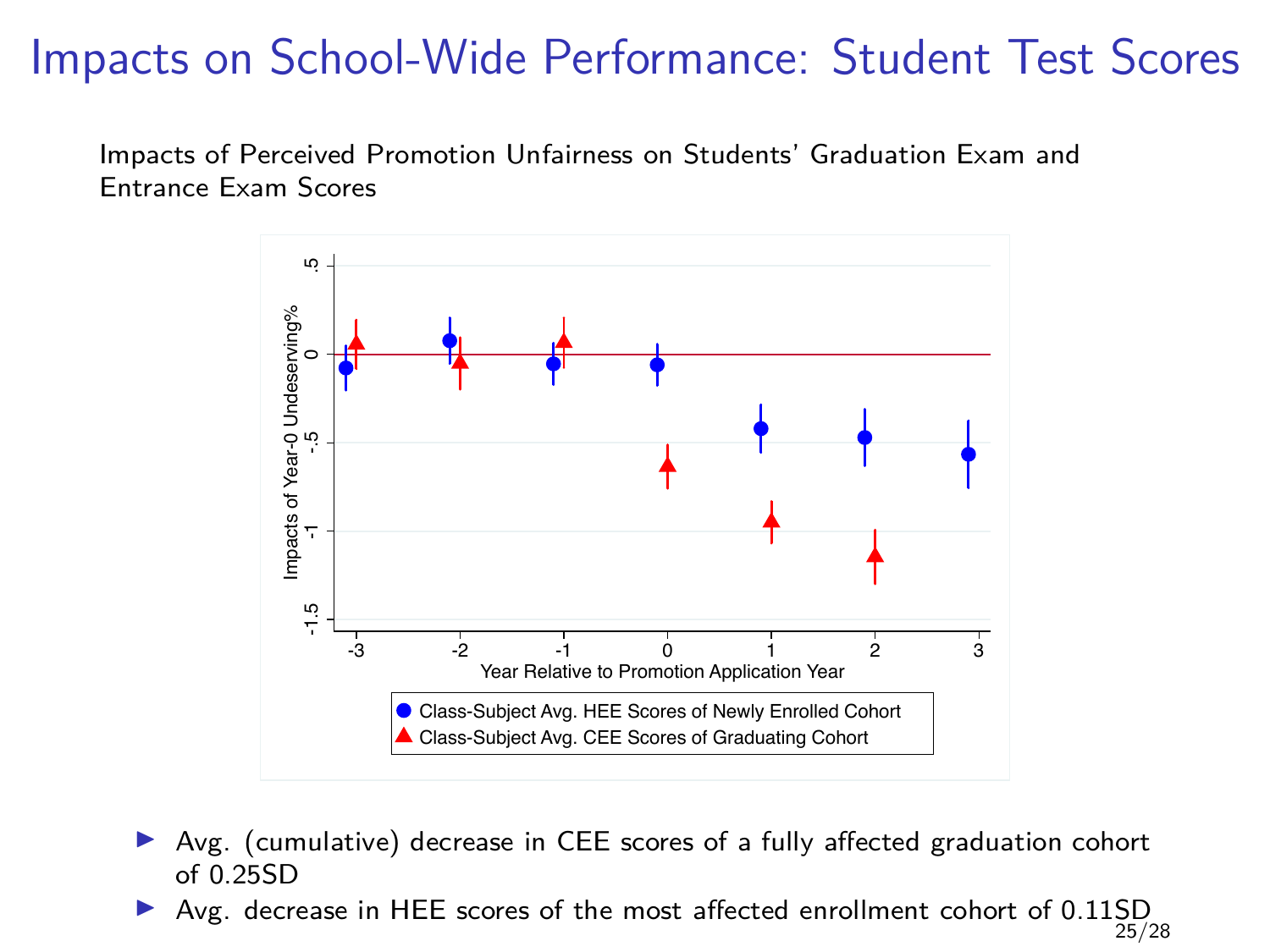# Impacts on School-Wide Performance: Student Test Scores

Impacts of Perceived Promotion Unfairness on Students' Graduation Exam and Entrance Exam Scores

- Avg. (cumulative) decrease in CEE scores of a fully affected graduation cohort of 0.25SD
- Avg. decrease in HEE scores of the most affected enrollment cohort of 0.11SD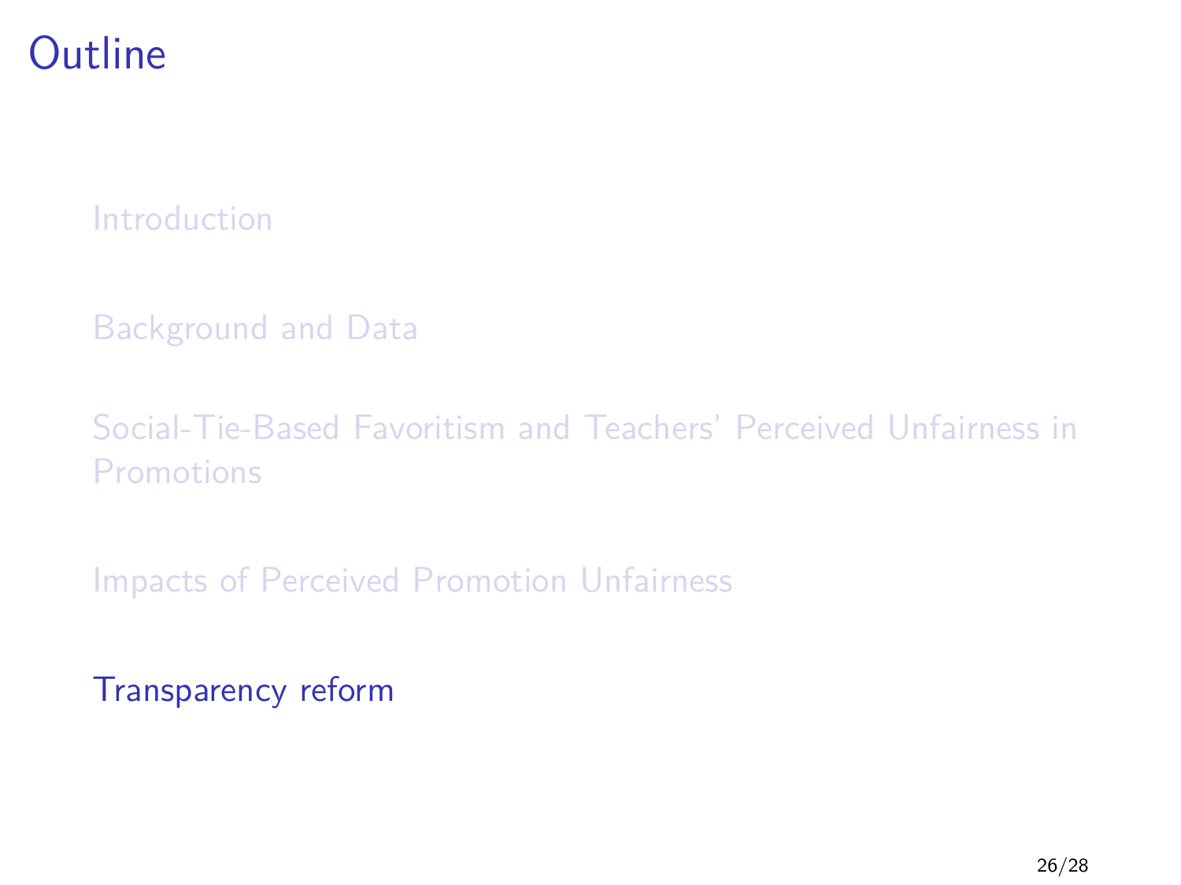# Outline

Introduction

Background and Data

Social-Tie-Based Favoritism and Teachers' Perceived Unfairness in Promotions

Impacts of Perceived Promotion Unfairness

Transparency reform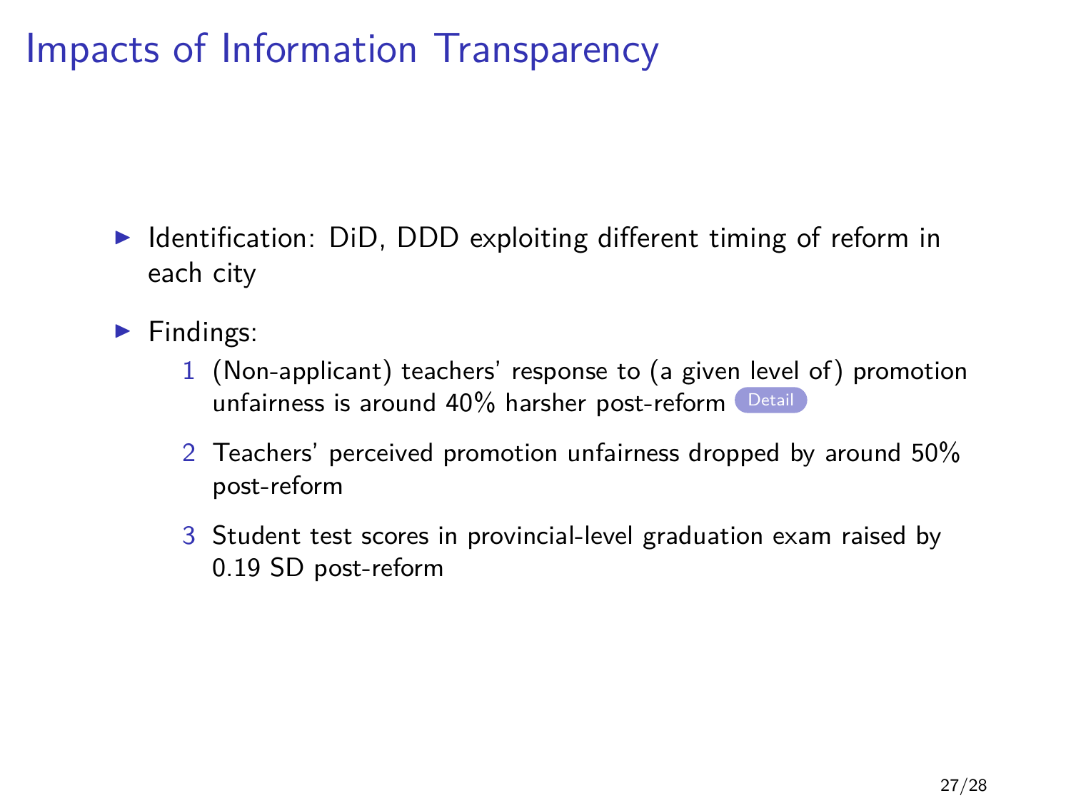# Impacts of Information Transparency

- Identification: DiD, DDD exploiting different timing of reform in each city
- Findings:
  1. (Non-applicant) teachers' response to (a given level of) promotion unfairness is around 40% harsher post-reform Detail
  2. Teachers' perceived promotion unfairness dropped by around 50% post-reform
  3. Student test scores in provincial-level graduation exam raised by 0.19 SD post-reform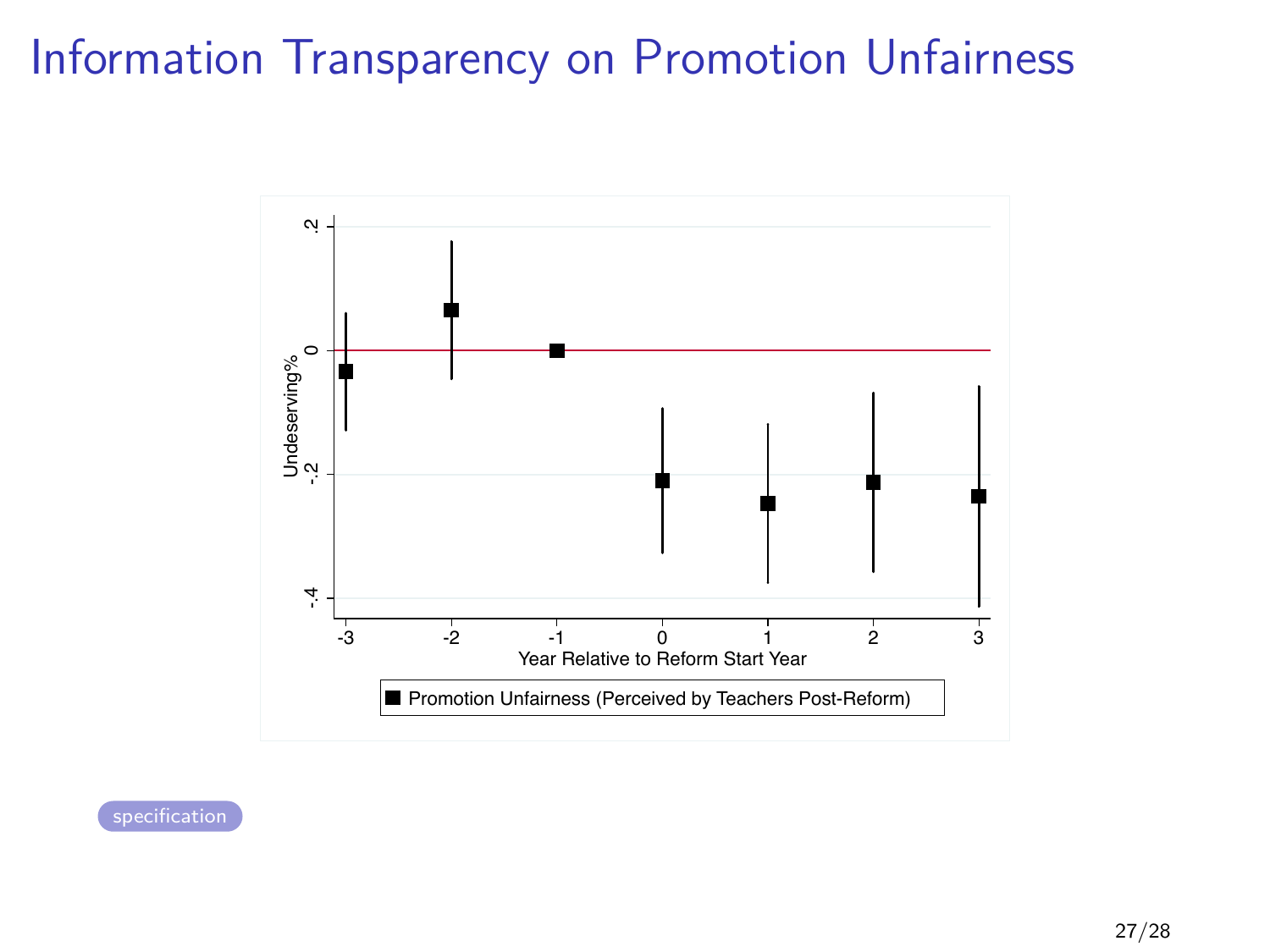# Information Transparency on Promotion Unfairness

Undeserving%

Year Relative to Reform Start Year

■ Promotion Unfairness (Perceived by Teachers Post-Reform)

specification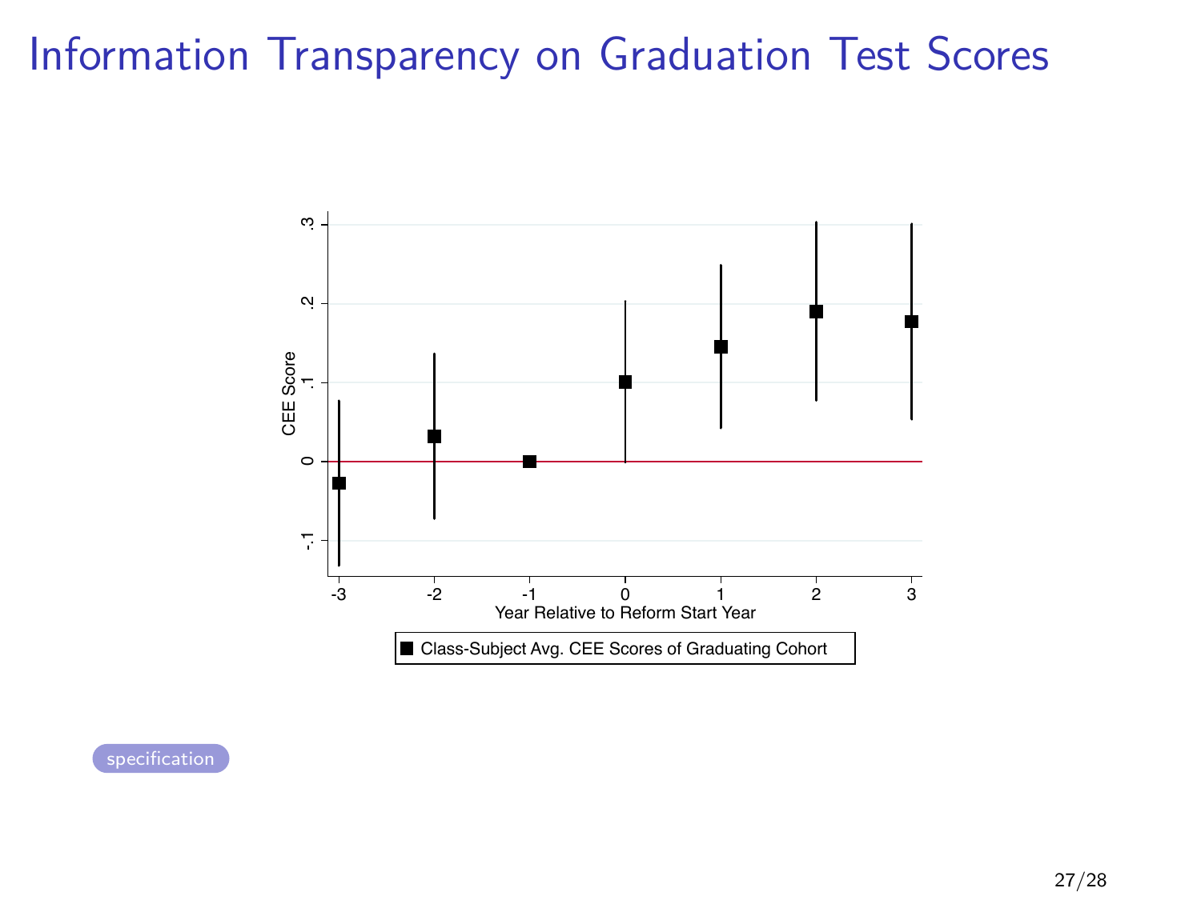# Information Transparency on Graduation Test Scores

■ Class-Subject Avg. CEE Scores of Graduating Cohort

specification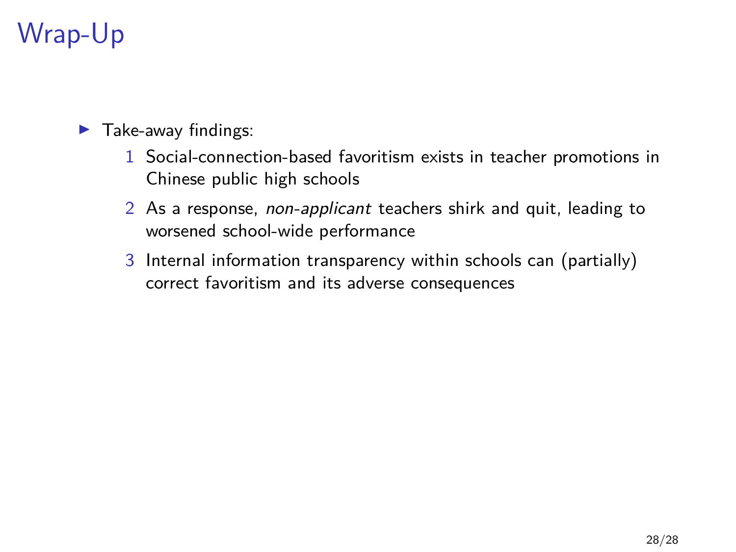# Wrap-Up

- Take-away findings:
  1. Social-connection-based favoritism exists in teacher promotions in Chinese public high schools
  2. As a response, *non-applicant* teachers shirk and quit, leading to worsened school-wide performance
  3. Internal information transparency within schools can (partially) correct favoritism and its adverse consequences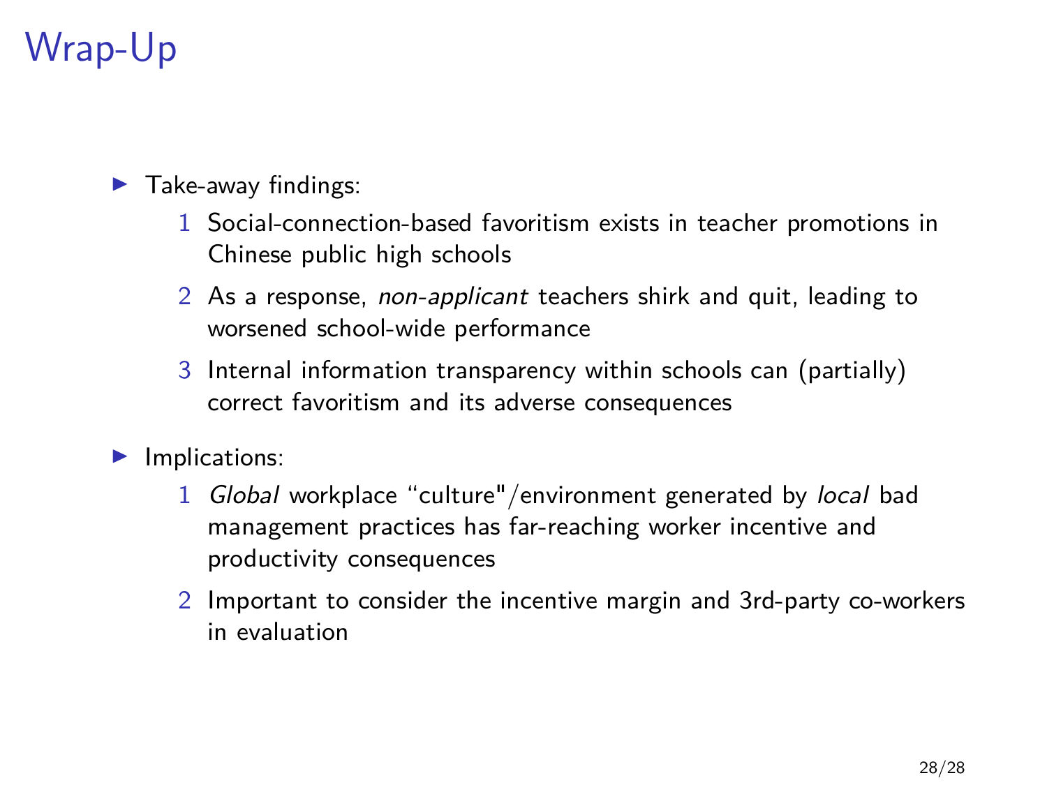# Wrap-Up

- Take-away findings:
  1. Social-connection-based favoritism exists in teacher promotions in Chinese public high schools
  2. As a response, *non-applicant* teachers shirk and quit, leading to worsened school-wide performance
  3. Internal information transparency within schools can (partially) correct favoritism and its adverse consequences
- Implications:
  1. *Global* workplace "culture"/environment generated by *local* bad management practices has far-reaching worker incentive and productivity consequences
  2. Important to consider the incentive margin and 3rd-party co-workers in evaluation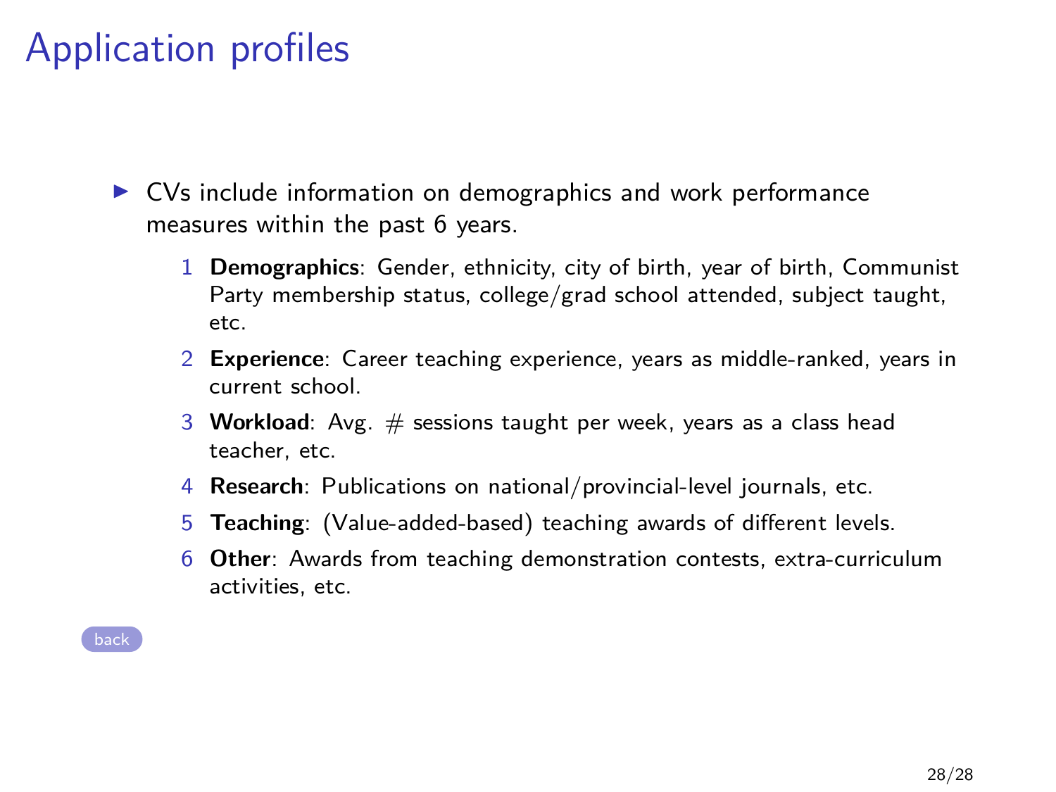# Application profiles

- CVs include information on demographics and work performance measures within the past 6 years.
  1. **Demographics**: Gender, ethnicity, city of birth, year of birth, Communist Party membership status, college/grad school attended, subject taught, etc.
  2. **Experience**: Career teaching experience, years as middle-ranked, years in current school.
  3. **Workload**: Avg. # sessions taught per week, years as a class head teacher, etc.
  4. **Research**: Publications on national/provincial-level journals, etc.
  5. **Teaching**: (Value-added-based) teaching awards of different levels.
  6. **Other**: Awards from teaching demonstration contests, extra-curriculum activities, etc.

back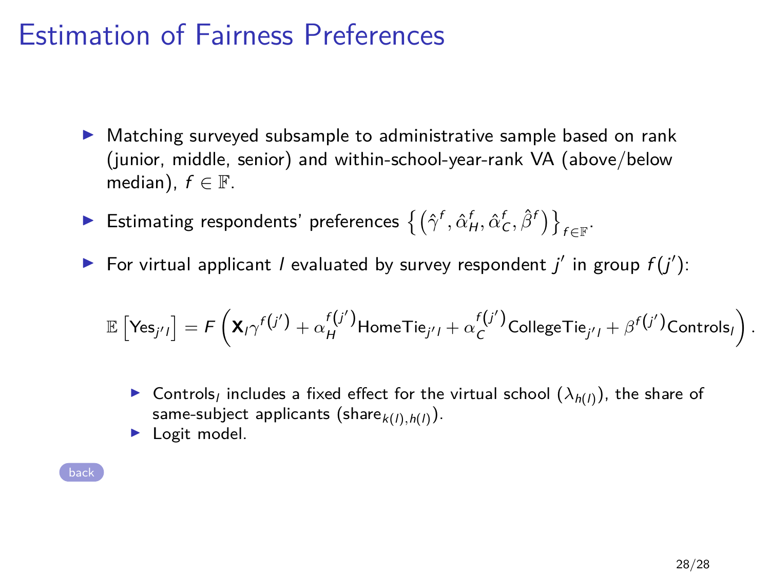# Estimation of Fairness Preferences

- Matching surveyed subsample to administrative sample based on rank (junior, middle, senior) and within-school-year-rank VA (above/below median), $f \in \mathbb{F}$.
- Estimating respondents' preferences $\left\{ \left( \hat{\gamma}^f, \hat{\alpha}_H^f, \hat{\alpha}_C^f, \hat{\beta}^f \right) \right\}_{f \in \mathbb{F}}$.
- For virtual applicant $l$ evaluated by survey respondent $j'$ in group $f(j')$:

$$\mathbb{E}\left[\text{Yes}_{j'l}\right] = F\left( \mathbf{X}_l \gamma^{f(j')} + \alpha_H^{f(j')} \text{HomeTie}_{j'l} + \alpha_C^{f(j')} \text{CollegeTie}_{j'l} + \beta^{f(j')} \text{Controls}_l \right).$$

  - $\text{Controls}_l$ includes a fixed effect for the virtual school ($\lambda_{h(l)}$), the share of same-subject applicants ($\text{share}_{k(l),h(l)}$).
  - Logit model.

back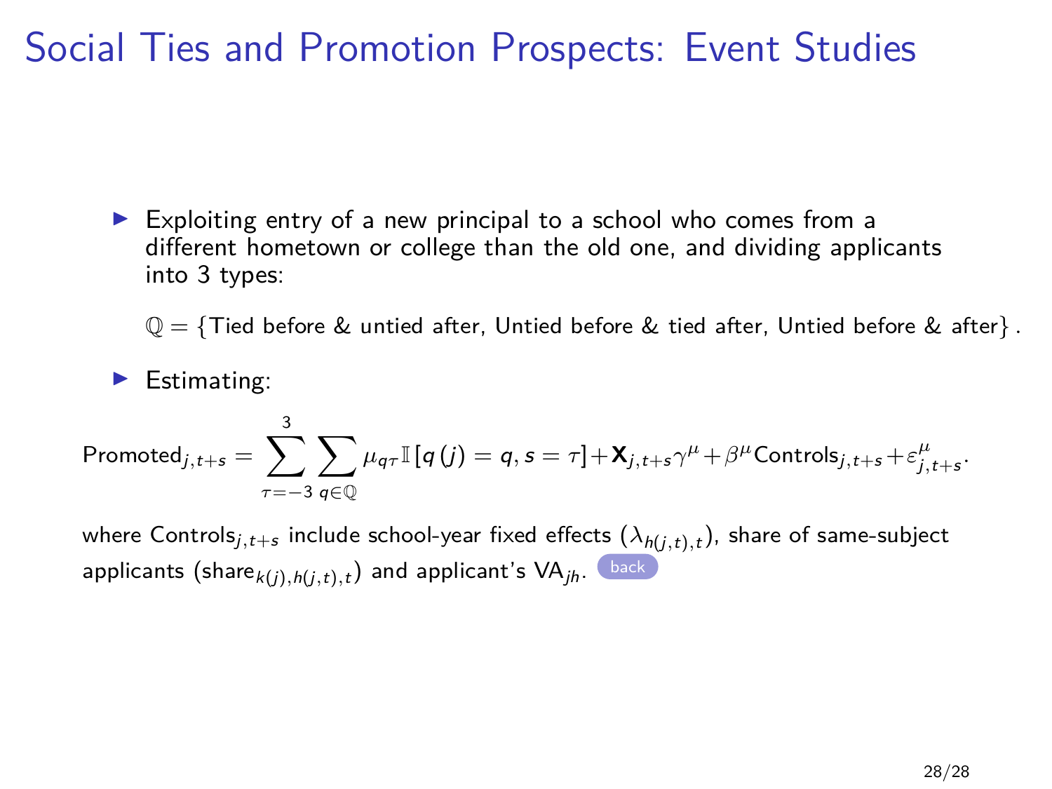# Social Ties and Promotion Prospects: Event Studies

- Exploiting entry of a new principal to a school who comes from a different hometown or college than the old one, and dividing applicants into 3 types:

  $\mathbb{Q} = \{\text{Tied before \& untied after, Untied before \& tied after, Untied before \& after}\}.$

- Estimating:

$$\text{Promoted}_{j,t+s} = \sum_{\tau=-3}^{3} \sum_{q \in \mathbb{Q}} \mu_{q\tau} \mathbb{I}\left[q\left(j\right) = q, s = \tau\right] + \mathbf{X}_{j,t+s}\gamma^{\mu} + \beta^{\mu}\text{Controls}_{j,t+s} + \varepsilon^{\mu}_{j,t+s}.$$

where $\text{Controls}_{j,t+s}$ include school-year fixed effects ($\lambda_{h(j,t),t}$), share of same-subject applicants ($\text{share}_{k(j),h(j,t),t}$) and applicant's $\text{VA}_{jh}$. back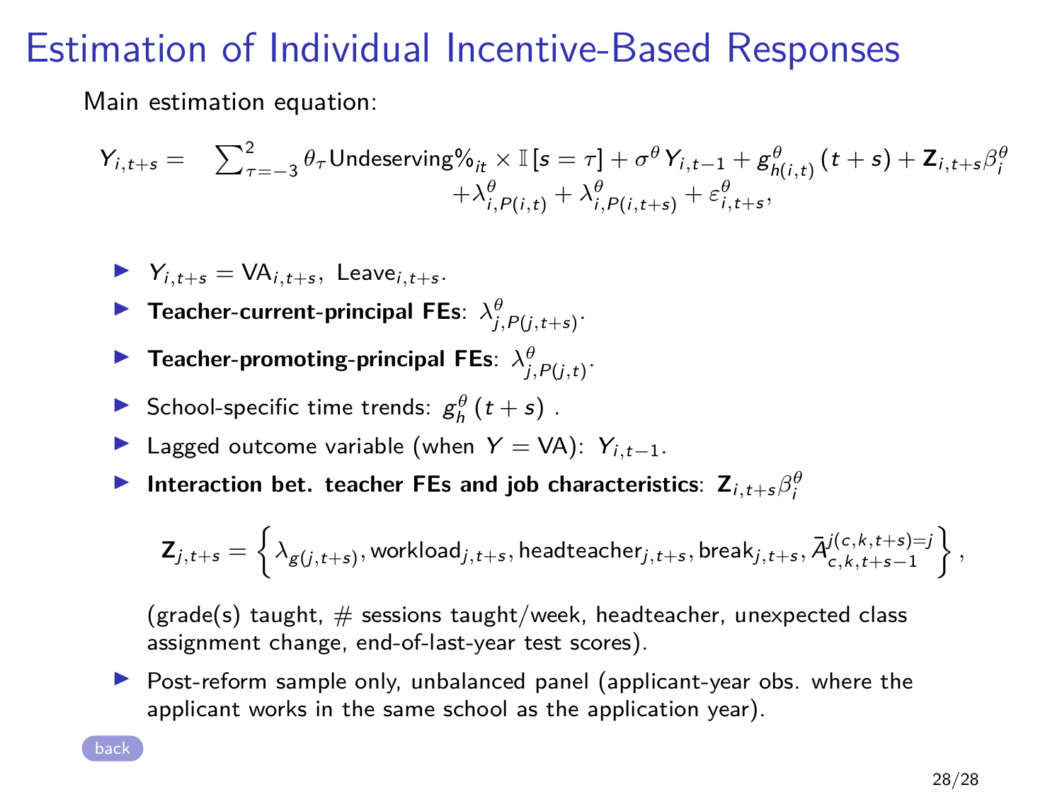# Estimation of Individual Incentive-Based Responses

Main estimation equation:

$$
\begin{aligned}
Y_{i,t+s} = \quad & \sum_{\tau=-3}^{2} \theta_\tau \text{Undeserving\%}_{it} \times \mathbb{I}\left[s=\tau\right] + \sigma^\theta Y_{i,t-1} + g^\theta_{h(i,t)}\left(t+s\right) + \mathbf{Z}_{i,t+s}\beta^\theta_i \\
& + \lambda^\theta_{i,P(i,t)} + \lambda^\theta_{i,P(i,t+s)} + \varepsilon^\theta_{i,t+s},
\end{aligned}
$$

- $Y_{i,t+s} = \text{VA}_{i,t+s},\ \text{Leave}_{i,t+s}$.
- **Teacher-current-principal FEs**: $\lambda^\theta_{j,P(j,t+s)}$.
- **Teacher-promoting-principal FEs**: $\lambda^\theta_{j,P(j,t)}$.
- School-specific time trends: $g^\theta_h\left(t+s\right)$ .
- Lagged outcome variable (when $Y = \text{VA}$): $Y_{i,t-1}$.
- **Interaction bet. teacher FEs and job characteristics**: $\mathbf{Z}_{i,t+s}\beta^\theta_i$

  $$
  \mathbf{Z}_{j,t+s} = \left\{ \lambda_{g(j,t+s)}, \text{workload}_{j,t+s}, \text{headteacher}_{j,t+s}, \text{break}_{j,t+s}, \bar{A}^{j(c,k,t+s)=j}_{c,k,t+s-1} \right\},
  $$

  (grade(s) taught, # sessions taught/week, headteacher, unexpected class assignment change, end-of-last-year test scores).
- Post-reform sample only, unbalanced panel (applicant-year obs. where the applicant works in the same school as the application year).

back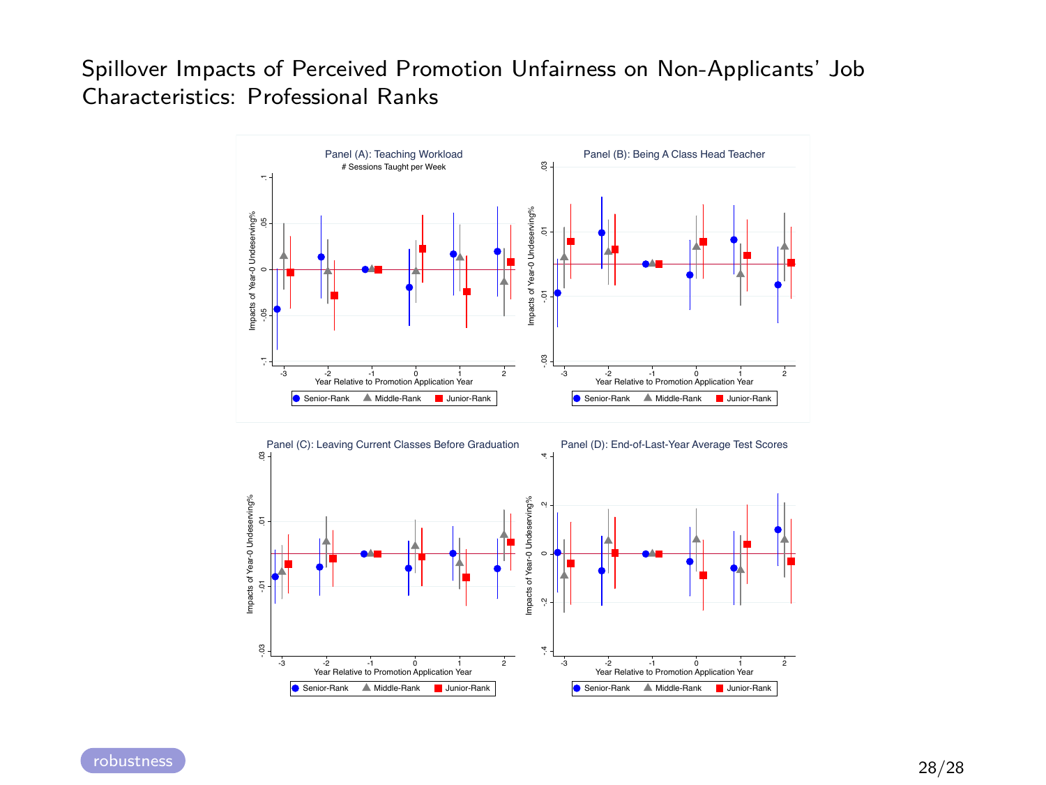# Spillover Impacts of Perceived Promotion Unfairness on Non-Applicants' Job Characteristics: Professional Ranks

Panel (A): Teaching Workload
# Sessions Taught per Week

Panel (B): Being A Class Head Teacher

Panel (C): Leaving Current Classes Before Graduation

Panel (D): End-of-Last-Year Average Test Scores

Impacts of Year-0 Undeserving%

Year Relative to Promotion Application Year

Senior-Rank ▲ Middle-Rank ■ Junior-Rank

robustness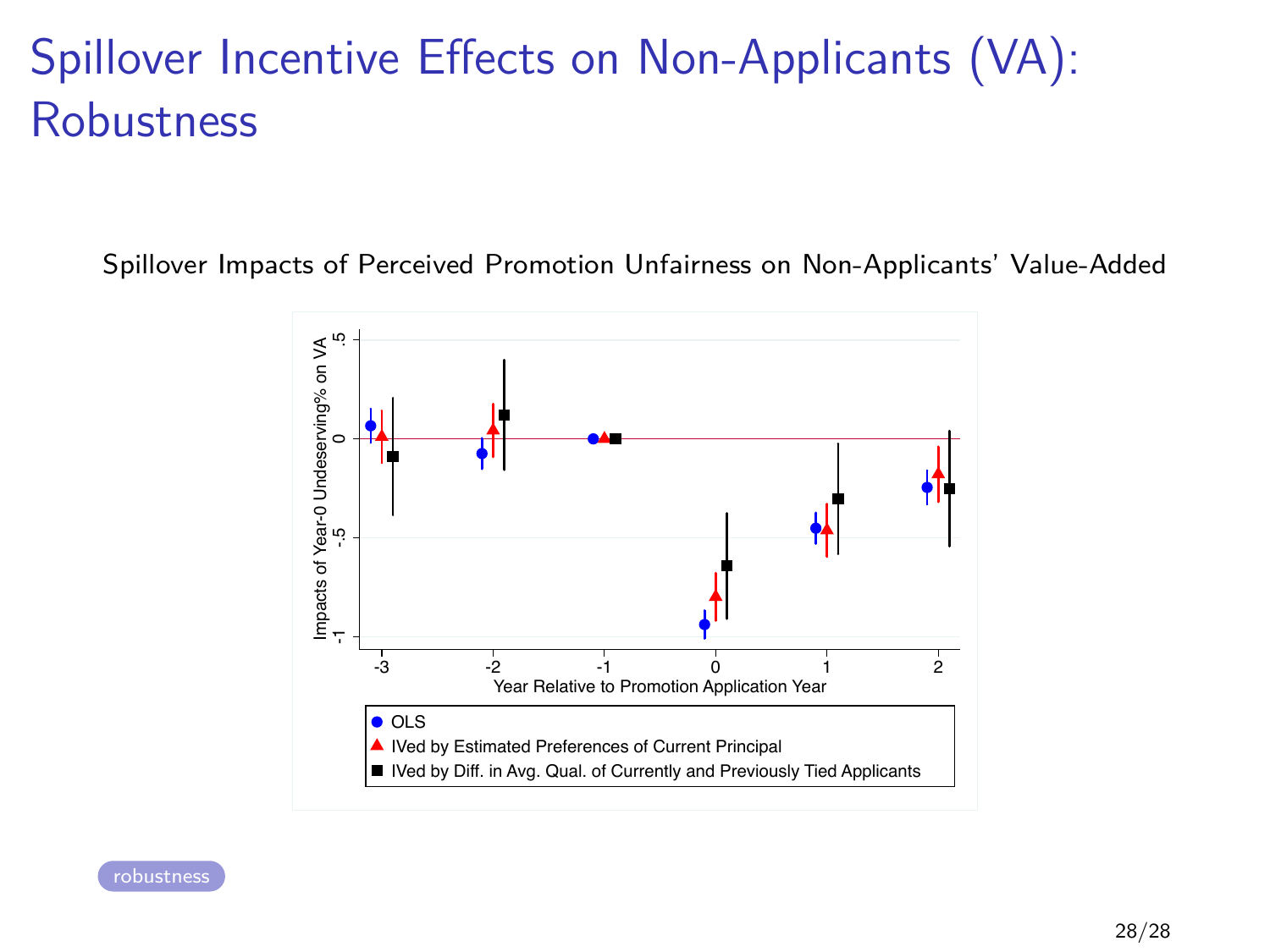# Spillover Incentive Effects on Non-Applicants (VA): Robustness

Spillover Impacts of Perceived Promotion Unfairness on Non-Applicants' Value-Added

robustness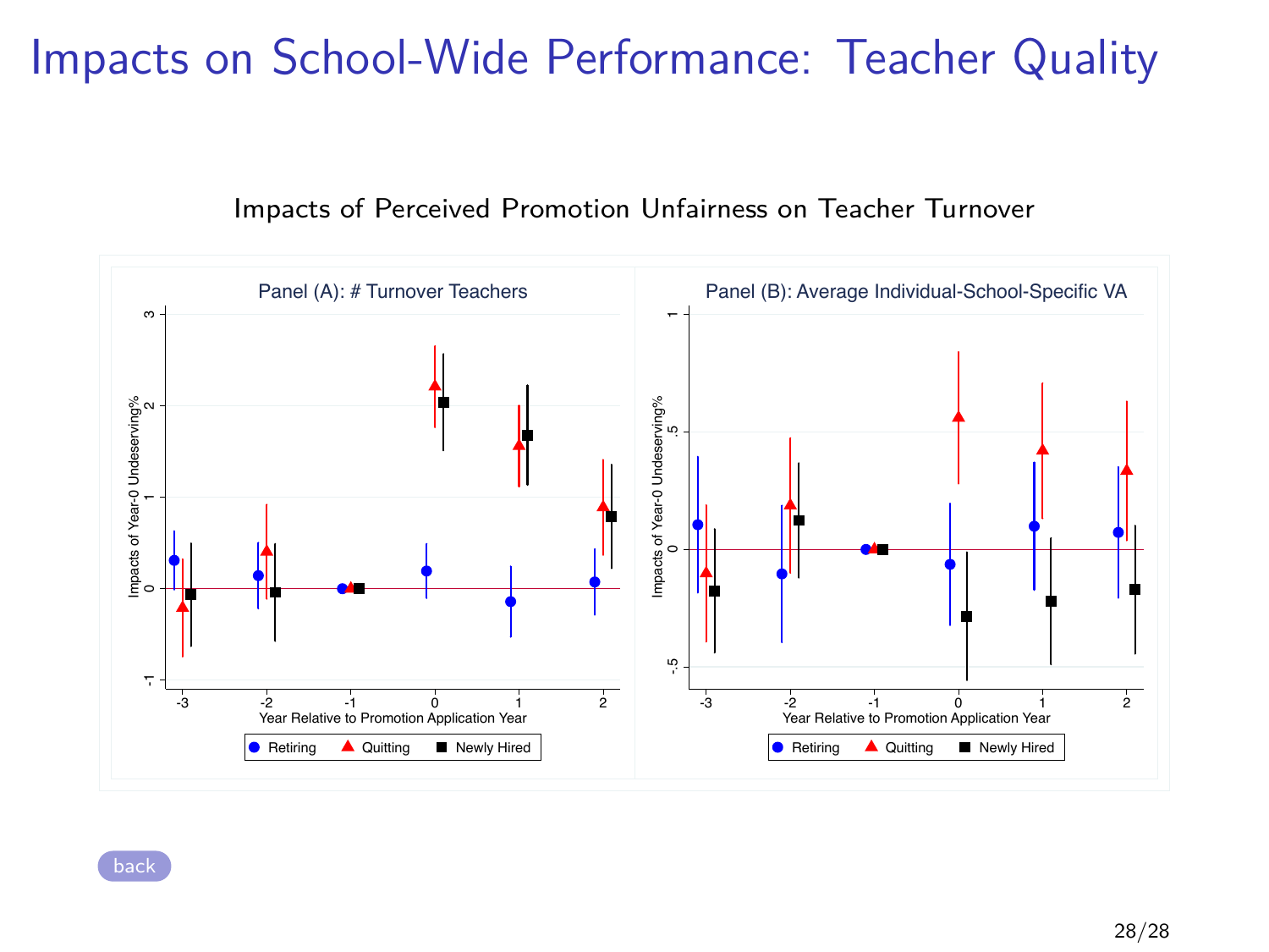# Impacts on School-Wide Performance: Teacher Quality

Impacts of Perceived Promotion Unfairness on Teacher Turnover

Panel (A): # Turnover Teachers

Panel (B): Average Individual-School-Specific VA

back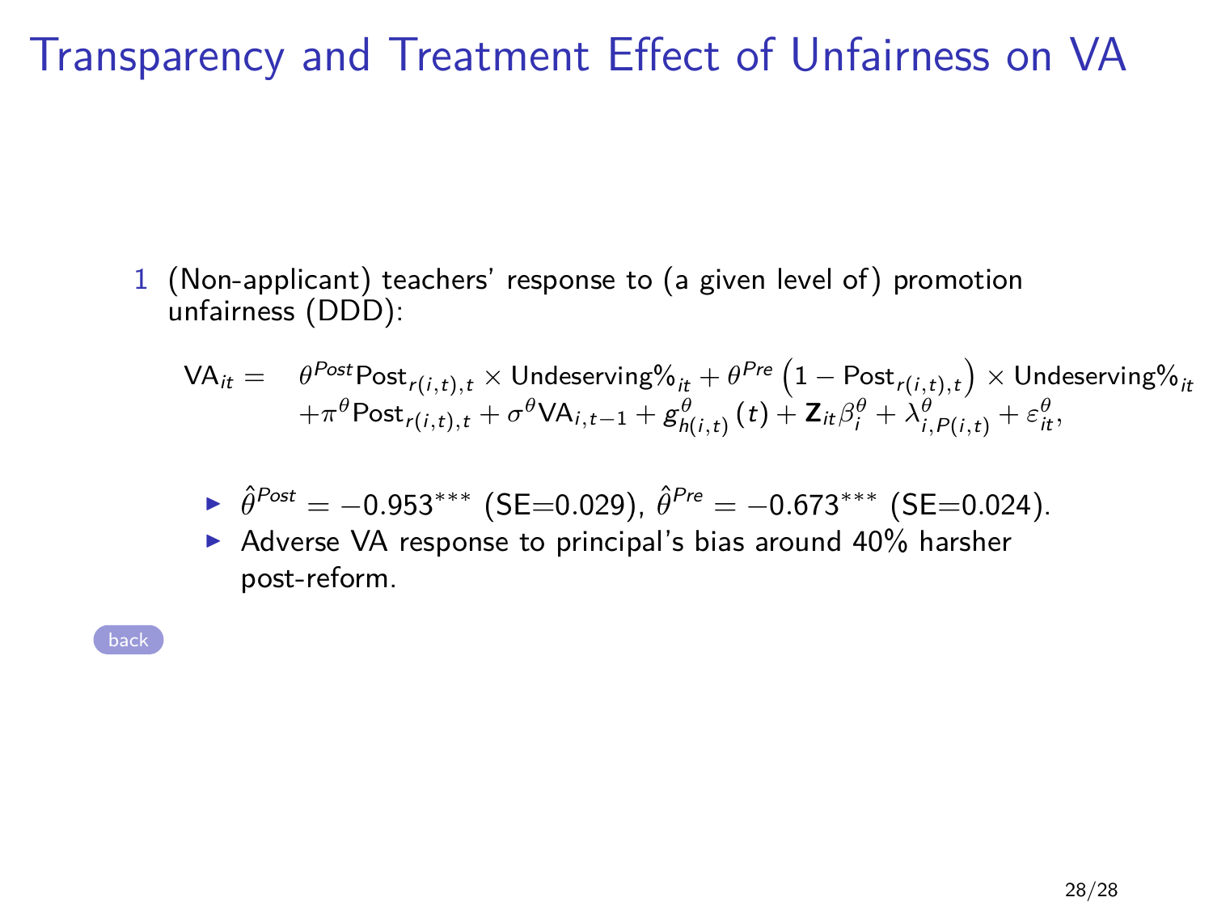# Transparency and Treatment Effect of Unfairness on VA

1 (Non-applicant) teachers' response to (a given level of) promotion unfairness (DDD):

$$
\begin{aligned}
\text{VA}_{it} = \quad & \theta^{Post}\text{Post}_{r(i,t),t} \times \text{Undeserving\%}_{it} + \theta^{Pre}\left(1 - \text{Post}_{r(i,t),t}\right) \times \text{Undeserving\%}_{it} \\
& + \pi^{\theta}\text{Post}_{r(i,t),t} + \sigma^{\theta}\text{VA}_{i,t-1} + g^{\theta}_{h(i,t)}(t) + \mathbf{Z}_{it}\beta^{\theta}_{i} + \lambda^{\theta}_{i,P(i,t)} + \varepsilon^{\theta}_{it},
\end{aligned}
$$

- $\hat{\theta}^{Post} = -0.953^{***}$ (SE=0.029), $\hat{\theta}^{Pre} = -0.673^{***}$ (SE=0.024).
- Adverse VA response to principal's bias around 40% harsher post-reform.

back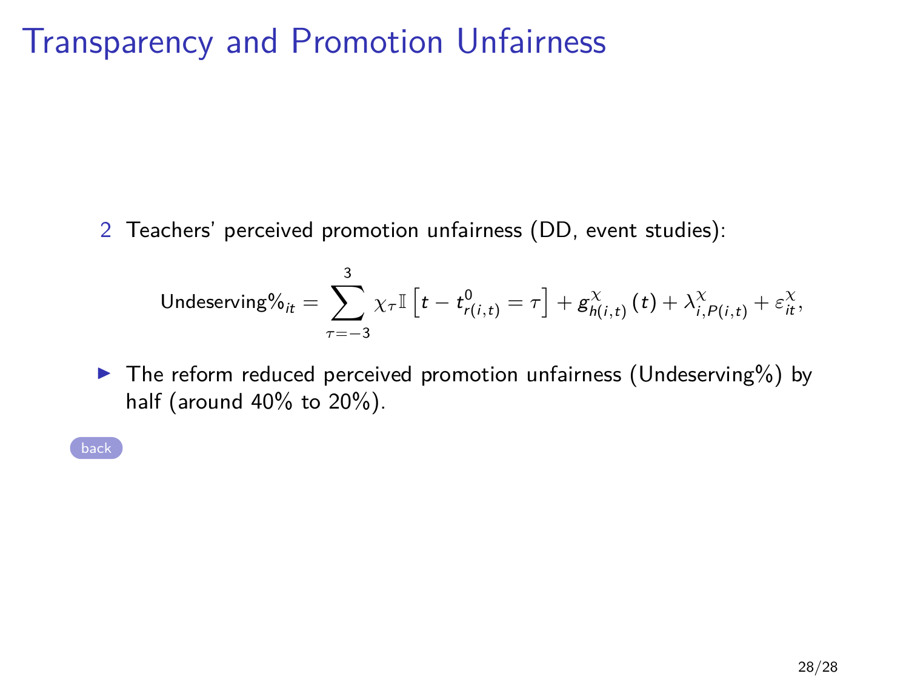# Transparency and Promotion Unfairness

2 Teachers' perceived promotion unfairness (DD, event studies):

$$\text{Undeserving\%}_{it} = \sum_{\tau=-3}^{3} \chi_{\tau} \mathbb{I}\left[t - t^{0}_{r(i,t)} = \tau\right] + g^{\chi}_{h(i,t)}(t) + \lambda^{\chi}_{i,P(i,t)} + \varepsilon^{\chi}_{it},$$

- The reform reduced perceived promotion unfairness (Undeserving%) by half (around 40% to 20%).

back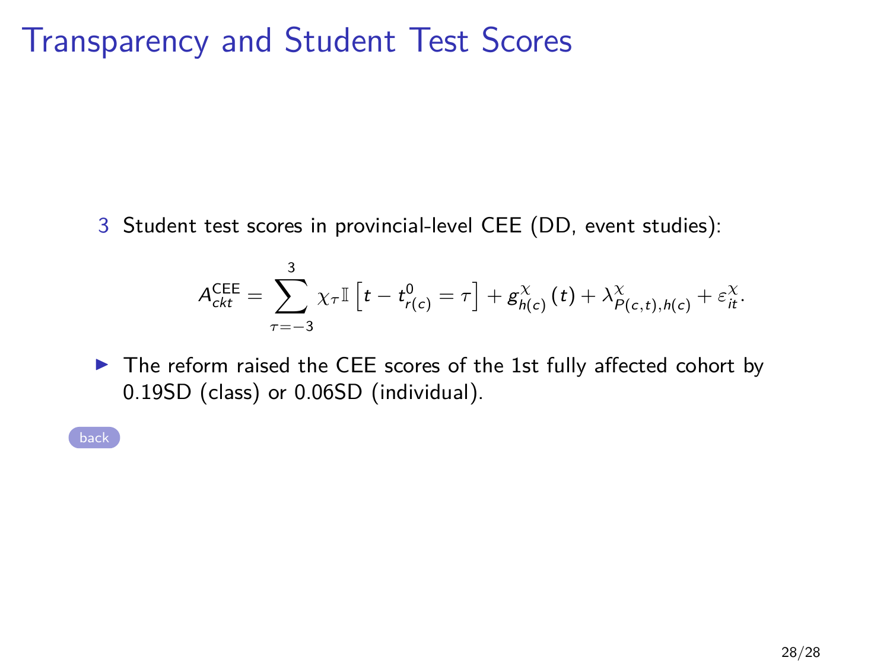# Transparency and Student Test Scores

3. Student test scores in provincial-level CEE (DD, event studies):

$$A_{ckt}^{\text{CEE}} = \sum_{\tau=-3}^{3} \chi_{\tau} \mathbb{I}\left[t - t_{r(c)}^{0} = \tau\right] + g_{h(c)}^{\chi}(t) + \lambda_{P(c,t),h(c)}^{\chi} + \varepsilon_{it}^{\chi}.$$

- The reform raised the CEE scores of the 1st fully affected cohort by 0.19SD (class) or 0.06SD (individual).

back